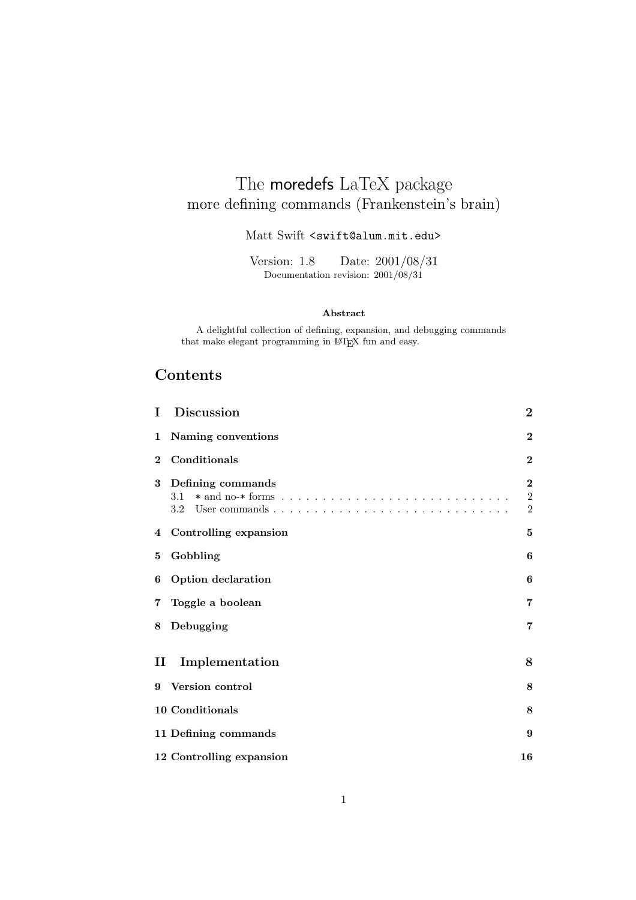# The moredefs LaTeX package
## more defining commands (Frankenstein's brain)

Matt Swift <swift@alum.mit.edu>

Version: 1.8 Date: 2001/08/31
Documentation revision: 2001/08/31

**Abstract**

A delightful collection of defining, expansion, and debugging commands that make elegant programming in LaTeX fun and easy.

## Contents

**I Discussion** — 2

**1 Naming conventions** — 2

**2 Conditionals** — 2

**3 Defining commands** — 2
- 3.1 * and no-* forms — 2
- 3.2 User commands — 2

**4 Controlling expansion** — 5

**5 Gobbling** — 6

**6 Option declaration** — 6

**7 Toggle a boolean** — 7

**8 Debugging** — 7

**II Implementation** — 8

**9 Version control** — 8

**10 Conditionals** — 8

**11 Defining commands** — 9

**12 Controlling expansion** — 16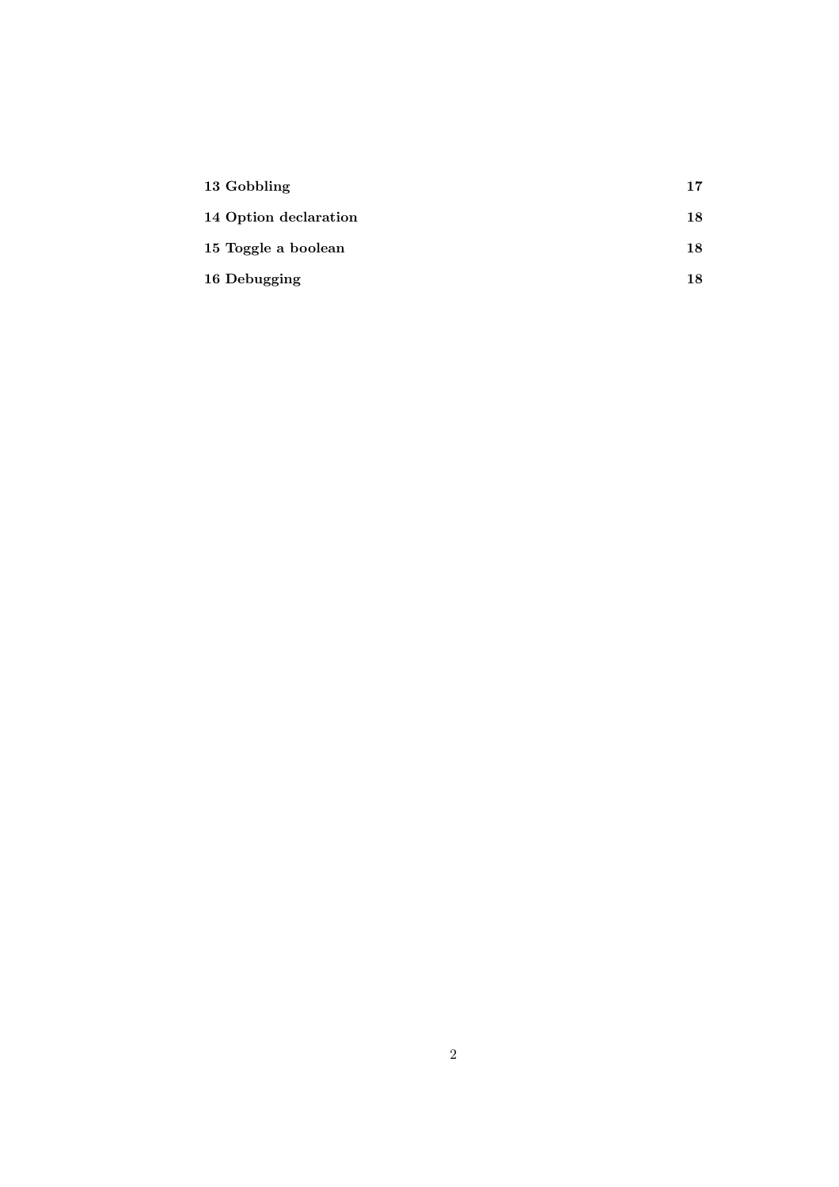**13 Gobbling** **17**

**14 Option declaration** **18**

**15 Toggle a boolean** **18**

**16 Debugging** **18**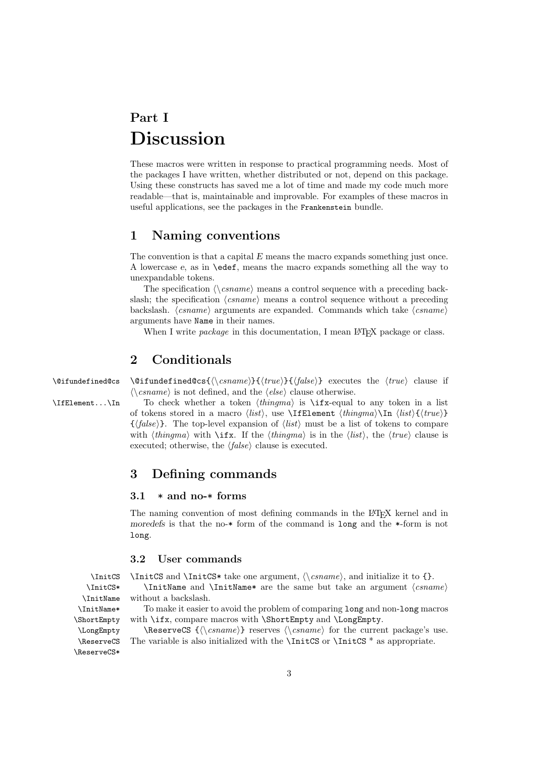# Part I
# Discussion

These macros were written in response to practical programming needs. Most of the packages I have written, whether distributed or not, depend on this package. Using these constructs has saved me a lot of time and made my code much more readable—that is, maintainable and improvable. For examples of these macros in useful applications, see the packages in the `Frankenstein` bundle.

## 1 Naming conventions

The convention is that a capital *E* means the macro expands something just once. A lowercase *e*, as in `\edef`, means the macro expands something all the way to unexpandable tokens.

The specification ⟨\\*csname*⟩ means a control sequence with a preceding backslash; the specification ⟨*csname*⟩ means a control sequence without a preceding backslash. ⟨*csname*⟩ arguments are expanded. Commands which take ⟨*csname*⟩ arguments have `Name` in their names.

When I write *package* in this documentation, I mean LaTeX package or class.

## 2 Conditionals

`\@ifundefined@cs`

`\@ifundefined@cs{`⟨\\*csname*⟩`}{`⟨*true*⟩`}{`⟨*false*⟩`}` executes the ⟨*true*⟩ clause if ⟨\\*csname*⟩ is not defined, and the ⟨*else*⟩ clause otherwise.

`\IfElement...\In`

To check whether a token ⟨*thingma*⟩ is `\ifx`-equal to any token in a list of tokens stored in a macro ⟨*list*⟩, use `\IfElement` ⟨*thingma*⟩`\In` ⟨*list*⟩`{`⟨*true*⟩`}{`⟨*false*⟩`}`. The top-level expansion of ⟨*list*⟩ must be a list of tokens to compare with ⟨*thingma*⟩ with `\ifx`. If the ⟨*thingma*⟩ is in the ⟨*list*⟩, the ⟨*true*⟩ clause is executed; otherwise, the ⟨*false*⟩ clause is executed.

## 3 Defining commands

### 3.1 * and no-* forms

The naming convention of most defining commands in the LaTeX kernel and in *moredefs* is that the no-`*` form of the command is `long` and the `*`-form is not `long`.

### 3.2 User commands

`\InitCS` `\InitCS*` `\InitName` `\InitName*` `\ShortEmpty` `\LongEmpty` `\ReserveCS` `\ReserveCS*`

`\InitCS` and `\InitCS*` take one argument, ⟨\\*csname*⟩, and initialize it to `{}`.

`\InitName` and `\InitName*` are the same but take an argument ⟨*csname*⟩ without a backslash.

To make it easier to avoid the problem of comparing `long` and non-`long` macros with `\ifx`, compare macros with `\ShortEmpty` and `\LongEmpty`.

`\ReserveCS {`⟨\\*csname*⟩`}` reserves ⟨\\*csname*⟩ for the current package's use. The variable is also initialized with the `\InitCS` or `\InitCS` * as appropriate.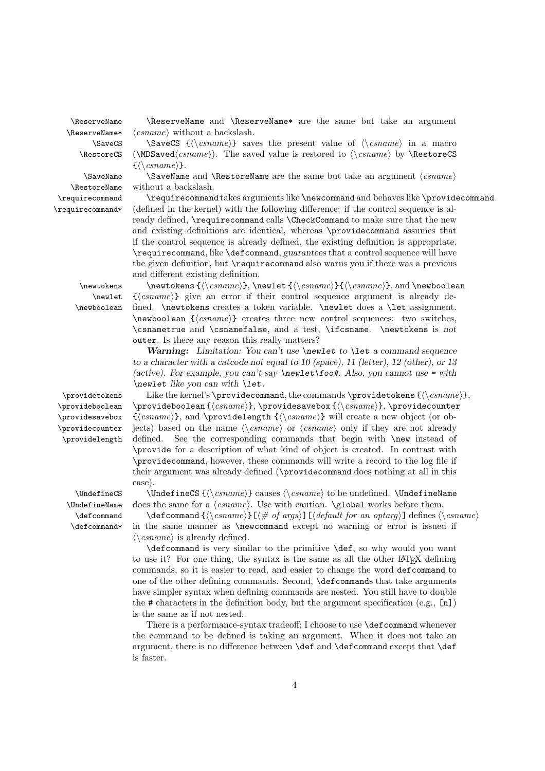`\ReserveName` `\ReserveName*` — `\ReserveName` and `\ReserveName*` are the same but take an argument ⟨*csname*⟩ without a backslash.

`\SaveCS` `\RestoreCS` — `\SaveCS {`⟨`\`*csname*⟩`}` saves the present value of ⟨`\`*csname*⟩ in a macro (`\MDSaved`⟨*csname*⟩). The saved value is restored to ⟨`\`*csname*⟩ by `\RestoreCS {`⟨`\`*csname*⟩`}`.

`\SaveName` `\RestoreName` — `\SaveName` and `\RestoreName` are the same but take an argument ⟨*csname*⟩ without a backslash.

`\requirecommand` `\requirecommand*` — `\requirecommand` takes arguments like `\newcommand` and behaves like `\providecommand` (defined in the kernel) with the following difference: if the control sequence is already defined, `\requirecommand` calls `\CheckCommand` to make sure that the new and existing definitions are identical, whereas `\providecommand` assumes that if the control sequence is already defined, the existing definition is appropriate. `\requirecommand`, like `\defcommand`, *guarantees* that a control sequence will have the given definition, but `\requirecommand` also warns you if there was a previous and different existing definition.

`\newtokens` `\newlet` `\newboolean` — `\newtokens {`⟨`\`*csname*⟩`}`, `\newlet {`⟨`\`*csname*⟩`}{`⟨`\`*csname*⟩`}`, and `\newboolean {`⟨*csname*⟩`}` give an error if their control sequence argument is already defined. `\newtokens` creates a token variable. `\newlet` does a `\let` assignment. `\newboolean {`⟨*csname*⟩`}` creates three new control sequences: two switches, `\csnametrue` and `\csnamefalse`, and a test, `\ifcsname`. `\newtokens` is *not* `outer`. Is there any reason this really matters?

***Warning:*** *Limitation: You can't use* `\newlet` *to* `\let` *a command sequence to a character with a catcode not equal to 10 (space), 11 (letter), 12 (other), or 13 (active). For example, you can't say* `\newlet\foo#`*. Also, you cannot use* `=` *with* `\newlet` *like you can with* `\let`*.*

`\providetokens` `\provideboolean` `\providesavebox` `\providecounter` `\providelength` — Like the kernel's `\providecommand`, the commands `\providetokens {`⟨`\`*csname*⟩`}`, `\provideboolean {`⟨*csname*⟩`}`, `\providesavebox {`⟨`\`*csname*⟩`}`, `\providecounter {`⟨*csname*⟩`}`, and `\providelength {`⟨`\`*csname*⟩`}` will create a new object (or objects) based on the name ⟨`\`*csname*⟩ or ⟨*csname*⟩ only if they are not already defined. See the corresponding commands that begin with `\new` instead of `\provide` for a description of what kind of object is created. In contrast with `\providecommand`, however, these commands will write a record to the log file if their argument was already defined (`\providecommand` does nothing at all in this case).

`\UndefineCS` `\UndefineName` — `\UndefineCS {`⟨`\`*csname*⟩`}` causes ⟨`\`*csname*⟩ to be undefined. `\UndefineName` does the same for a ⟨*csname*⟩. Use with caution. `\global` works before them.

`\defcommand` `\defcommand*` — `\defcommand {`⟨`\`*csname*⟩`}[`⟨*# of args*⟩`][`⟨*default for an optarg*⟩`]` defines ⟨`\`*csname*⟩ in the same manner as `\newcommand` except no warning or error is issued if ⟨`\`*csname*⟩ is already defined.

`\defcommand` is very similar to the primitive `\def`, so why would you want to use it? For one thing, the syntax is the same as all the other LaTeX defining commands, so it is easier to read, and easier to change the word `defcommand` to one of the other defining commands. Second, `\defcommand`s that take arguments have simpler syntax when defining commands are nested. You still have to double the `#` characters in the definition body, but the argument specification (e.g., `[n]`) is the same as if not nested.

There is a performance-syntax tradeoff; I choose to use `\defcommand` whenever the command to be defined is taking an argument. When it does not take an argument, there is no difference between `\def` and `\defcommand` except that `\def` is faster.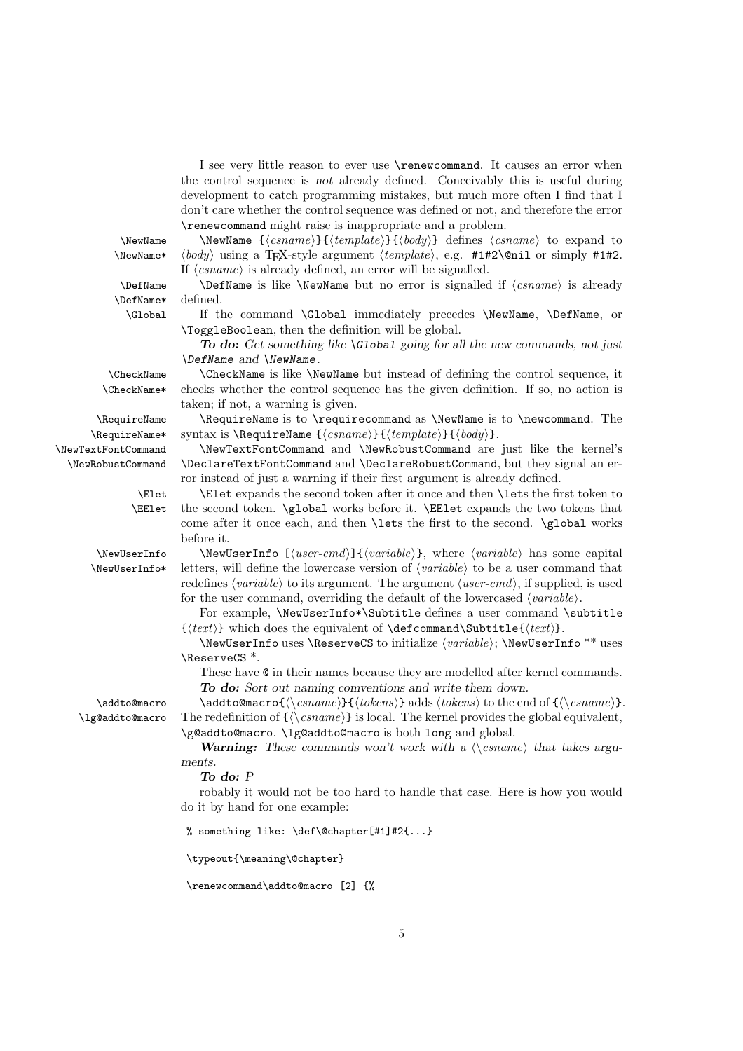I see very little reason to ever use `\renewcommand`. It causes an error when the control sequence is *not* already defined. Conceivably this is useful during development to catch programming mistakes, but much more often I find that I don't care whether the control sequence was defined or not, and therefore the error `\renewcommand` might raise is inappropriate and a problem.

`\NewName` `\NewName*` — `\NewName {⟨csname⟩}{⟨template⟩}{⟨body⟩}` defines ⟨*csname*⟩ to expand to ⟨*body*⟩ using a TEX-style argument ⟨*template*⟩, e.g. `#1#2\@nil` or simply `#1#2`. If ⟨*csname*⟩ is already defined, an error will be signalled.

`\DefName` `\DefName*` — `\DefName` is like `\NewName` but no error is signalled if ⟨*csname*⟩ is already defined.

`\Global` — If the command `\Global` immediately precedes `\NewName`, `\DefName`, or `\ToggleBoolean`, then the definition will be global.

***To do:*** *Get something like `\Global` going for all the new commands, not just `\DefName` and `\NewName`.*

`\CheckName` `\CheckName*` — `\CheckName` is like `\NewName` but instead of defining the control sequence, it checks whether the control sequence has the given definition. If so, no action is taken; if not, a warning is given.

`\RequireName` `\RequireName*` — `\RequireName` is to `\requirecommand` as `\NewName` is to `\newcommand`. The syntax is `\RequireName {⟨csname⟩}{⟨template⟩}{⟨body⟩}`.

`\NewTextFontCommand` `\NewRobustCommand` — `\NewTextFontCommand` and `\NewRobustCommand` are just like the kernel's `\DeclareTextFontCommand` and `\DeclareRobustCommand`, but they signal an error instead of just a warning if their first argument is already defined.

`\Elet` `\EElet` — `\Elet` expands the second token after it once and then `\let`s the first token to the second token. `\global` works before it. `\EElet` expands the two tokens that come after it once each, and then `\let`s the first to the second. `\global` works before it.

`\NewUserInfo` `\NewUserInfo*` — `\NewUserInfo [⟨user-cmd⟩]{⟨variable⟩}`, where ⟨*variable*⟩ has some capital letters, will define the lowercase version of ⟨*variable*⟩ to be a user command that redefines ⟨*variable*⟩ to its argument. The argument ⟨*user-cmd*⟩, if supplied, is used for the user command, overriding the default of the lowercased ⟨*variable*⟩.

For example, `\NewUserInfo*\Subtitle` defines a user command `\subtitle {⟨text⟩}` which does the equivalent of `\defcommand\Subtitle{⟨text⟩}`.

`\NewUserInfo` uses `\ReserveCS` to initialize ⟨*variable*⟩; `\NewUserInfo **` uses `\ReserveCS *`.

These have `@` in their names because they are modelled after kernel commands.

***To do:*** *Sort out naming comventions and write them down.*

`\addto@macro` `\lg@addto@macro` — `\addto@macro{⟨\csname⟩}{⟨tokens⟩}` adds ⟨*tokens*⟩ to the end of `{⟨\csname⟩}`. The redefinition of `{⟨\csname⟩}` is local. The kernel provides the global equivalent, `\g@addto@macro`. `\lg@addto@macro` is both `long` and global.

***Warning:*** *These commands won't work with a ⟨\csname⟩ that takes arguments.*

***To do:*** *P*

robably it would not be too hard to handle that case. Here is how you would do it by hand for one example:

```
% something like: \def\@chapter[#1]#2{...}

\typeout{\meaning\@chapter}

\renewcommand\addto@macro [2] {%
```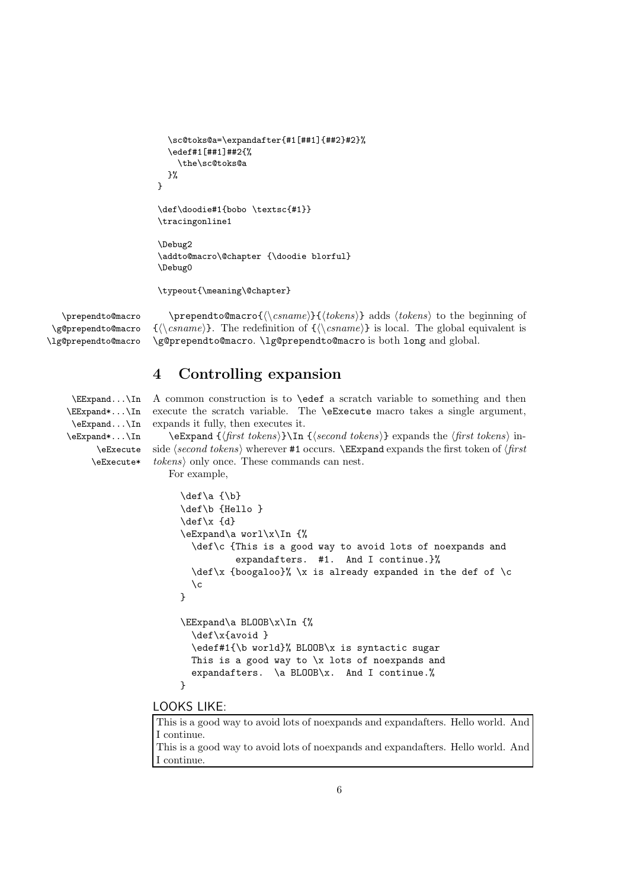```
  \sc@toks@a=\expandafter{#1[##1]{##2}#2}%
  \edef#1[##1]##2{%
    \the\sc@toks@a
  }%
}

\def\doodie#1{bobo \textsc{#1}}
\tracingonline1

\Debug2
\addto@macro\@chapter {\doodie blorful}
\Debug0

\typeout{\meaning\@chapter}
```

\prependto@macro
\g@prependto@macro
\lg@prependto@macro

\prependto@macro{⟨\csname⟩}{⟨tokens⟩} adds ⟨tokens⟩ to the beginning of {⟨\csname⟩}. The redefinition of {⟨\csname⟩} is local. The global equivalent is \g@prependto@macro. \lg@prependto@macro is both long and global.

# 4 Controlling expansion

\EExpand...\In
\EExpand*...\In
\eExpand...\In
\eExpand*...\In
\eExecute
\eExecute*

A common construction is to \edef a scratch variable to something and then execute the scratch variable. The \eExecute macro takes a single argument, expands it fully, then executes it.

\eExpand {⟨*first tokens*⟩}\In {⟨*second tokens*⟩} expands the ⟨*first tokens*⟩ inside ⟨*second tokens*⟩ wherever #1 occurs. \EExpand expands the first token of ⟨*first tokens*⟩ only once. These commands can nest.

For example,

```
\def\a {\b}
\def\b {Hello }
\def\x {d}
\eExpand\a worl\x\In {%
  \def\c {This is a good way to avoid lots of noexpands and
          expandafters.  #1.  And I continue.}%
  \def\x {boogaloo}% \x is already expanded in the def of \c
  \c
}

\EExpand\a BLOOB\x\In {%
  \def\x{avoid }
  \edef#1{\b world}% BLOOB\x is syntactic sugar
  This is a good way to \x lots of noexpands and
  expandafters.  \a BLOOB\x.  And I continue.%
}
```

LOOKS LIKE:

This is a good way to avoid lots of noexpands and expandafters. Hello world. And I continue.
This is a good way to avoid lots of noexpands and expandafters. Hello world. And I continue.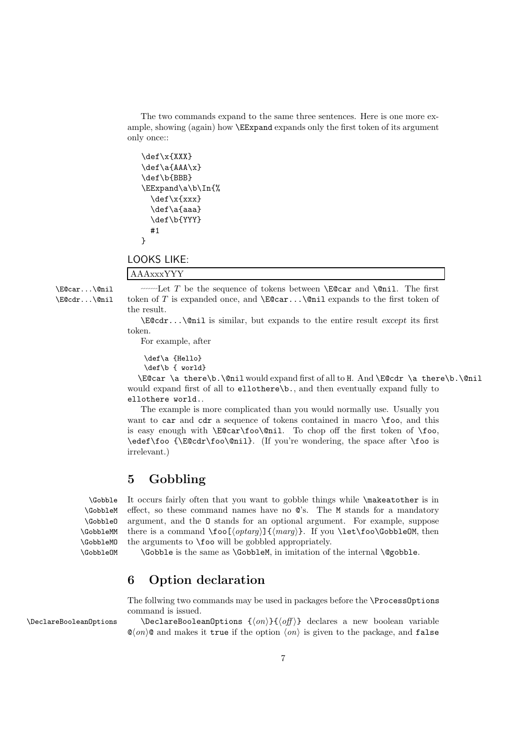The two commands expand to the same three sentences. Here is one more example, showing (again) how `\EExpand` expands only the first token of its argument only once::

```
\def\x{XXX}
\def\a{AAA\x}
\def\b{BBB}
\EExpand\a\b\In{%
  \def\x{xxx}
  \def\a{aaa}
  \def\b{YYY}
  #1
}
```

LOOKS LIKE:

| AAAxxxYYY |
|---|

`\E@car...\@nil`
`\E@cdr...\@nil`

~~~~~~Let $T$ be the sequence of tokens between `\E@car` and `\@nil`. The first token of $T$ is expanded once, and `\E@car...\@nil` expands to the first token of the result.

`\E@cdr...\@nil` is similar, but expands to the entire result *except* its first token.

For example, after

```
\def\a {Hello}
\def\b { world}
```

`\E@car \a there\b.\@nil` would expand first of all to `H`. And `\E@cdr \a there\b.\@nil` would expand first of all to `ellothere\b.`, and then eventually expand fully to `ellothere world.`.

The example is more complicated than you would normally use. Usually you want to `car` and `cdr` a sequence of tokens contained in macro `\foo`, and this is easy enough with `\E@car\foo\@nil`. To chop off the first token of `\foo`, `\edef\foo {\E@cdr\foo\@nil}`. (If you're wondering, the space after `\foo` is irrelevant.)

## 5 Gobbling

`\Gobble` `\GobbleM` `\GobbleO` `\GobbleMM` `\GobbleMO` `\GobbleOM`

It occurs fairly often that you want to gobble things while `\makeatother` is in effect, so these command names have no `@`'s. The `M` stands for a mandatory argument, and the `O` stands for an optional argument. For example, suppose there is a command `\foo[`⟨*optarg*⟩`]{`⟨*marg*⟩`}`. If you `\let\foo\GobbleOM`, then the arguments to `\foo` will be gobbled appropriately.

`\Gobble` is the same as `\GobbleM`, in imitation of the internal `\@gobble`.

## 6 Option declaration

The follwing two commands may be used in packages before the `\ProcessOptions` command is issued.

`\DeclareBooleanOptions`

`\DeclareBooleanOptions {`⟨*on*⟩`}{`⟨*off*⟩`}` declares a new boolean variable `@`⟨*on*⟩`@` and makes it `true` if the option ⟨*on*⟩ is given to the package, and `false`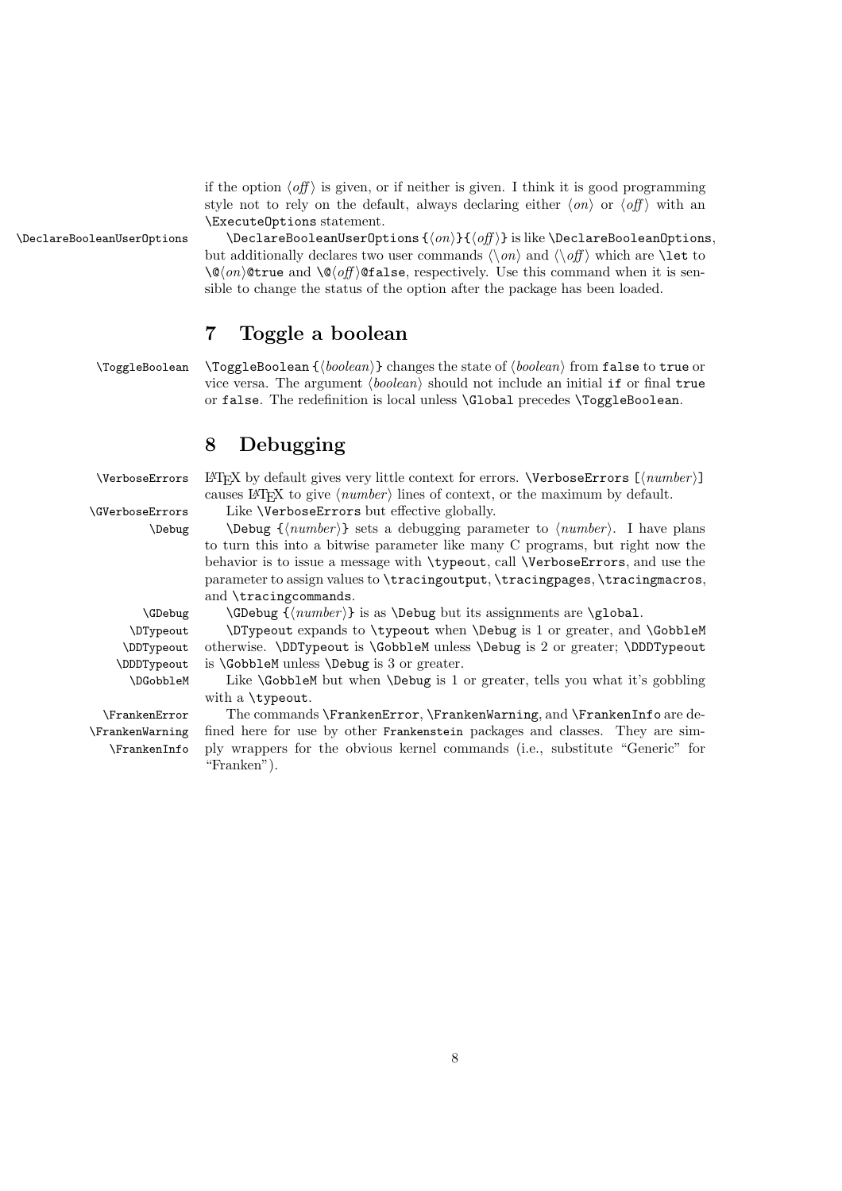if the option ⟨*off*⟩ is given, or if neither is given. I think it is good programming style not to rely on the default, always declaring either ⟨*on*⟩ or ⟨*off*⟩ with an `\ExecuteOptions` statement.

`\DeclareBooleanUserOptions` `\DeclareBooleanUserOptions{`⟨*on*⟩`}{`⟨*off*⟩`}` is like `\DeclareBooleanOptions`, but additionally declares two user commands ⟨\\*on*⟩ and ⟨\\*off*⟩ which are `\let` to `\@`⟨*on*⟩`@true` and `\@`⟨*off*⟩`@false`, respectively. Use this command when it is sensible to change the status of the option after the package has been loaded.

## 7 Toggle a boolean

`\ToggleBoolean` `\ToggleBoolean{`⟨*boolean*⟩`}` changes the state of ⟨*boolean*⟩ from `false` to `true` or vice versa. The argument ⟨*boolean*⟩ should not include an initial `if` or final `true` or `false`. The redefinition is local unless `\Global` precedes `\ToggleBoolean`.

## 8 Debugging

`\VerboseErrors` LaTeX by default gives very little context for errors. `\VerboseErrors [`⟨*number*⟩`]` causes LaTeX to give ⟨*number*⟩ lines of context, or the maximum by default.

`\GVerboseErrors` Like `\VerboseErrors` but effective globally.

`\Debug` `\Debug {`⟨*number*⟩`}` sets a debugging parameter to ⟨*number*⟩. I have plans to turn this into a bitwise parameter like many C programs, but right now the behavior is to issue a message with `\typeout`, call `\VerboseErrors`, and use the parameter to assign values to `\tracingoutput`, `\tracingpages`, `\tracingmacros`, and `\tracingcommands`.

`\GDebug` `\GDebug {`⟨*number*⟩`}` is as `\Debug` but its assignments are `\global`.

`\DTypeout` `\DDTypeout` `\DDDTypeout` `\DTypeout` expands to `\typeout` when `\Debug` is 1 or greater, and `\GobbleM` otherwise. `\DDTypeout` is `\GobbleM` unless `\Debug` is 2 or greater; `\DDDTypeout` is `\GobbleM` unless `\Debug` is 3 or greater.

`\DGobbleM` Like `\GobbleM` but when `\Debug` is 1 or greater, tells you what it's gobbling with a `\typeout`.

`\FrankenError` `\FrankenWarning` `\FrankenInfo` The commands `\FrankenError`, `\FrankenWarning`, and `\FrankenInfo` are defined here for use by other `Frankenstein` packages and classes. They are simply wrappers for the obvious kernel commands (i.e., substitute "Generic" for "Franken").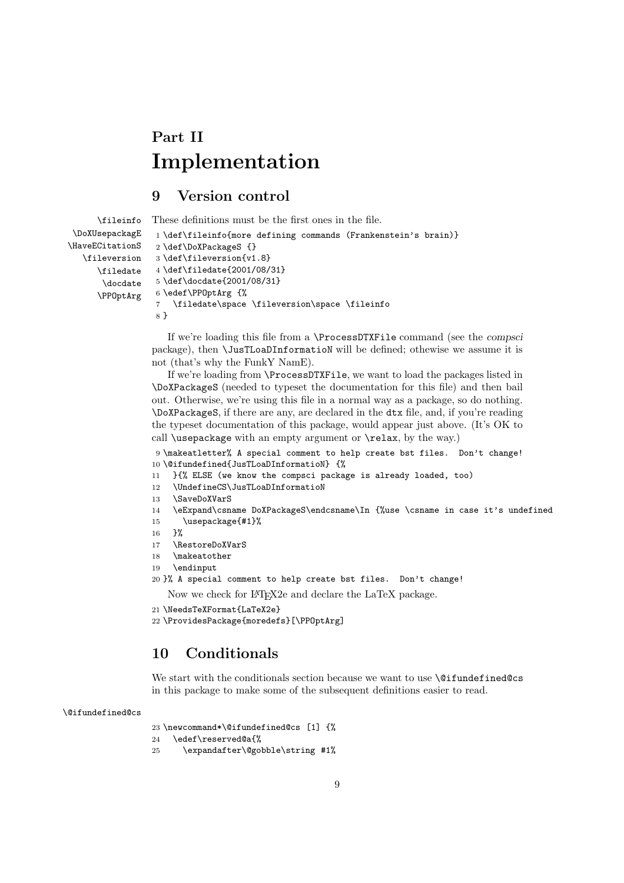# Part II
# Implementation

## 9 Version control

\fileinfo \DoXUsepackagE \HaveECitationS \fileversion \filedate \docdate \PPOptArg

These definitions must be the first ones in the file.

```
1 \def\fileinfo{more defining commands (Frankenstein's brain)}
2 \def\DoXPackageS {}
3 \def\fileversion{v1.8}
4 \def\filedate{2001/08/31}
5 \def\docdate{2001/08/31}
6 \edef\PPOptArg {%
7   \filedate\space \fileversion\space \fileinfo
8 }
```

If we're loading this file from a `\ProcessDTXFile` command (see the *compsci* package), then `\JusTLoaDInformatioN` will be defined; othewise we assume it is not (that's why the FunkY NamE).

If we're loading from `\ProcessDTXFile`, we want to load the packages listed in `\DoXPackageS` (needed to typeset the documentation for this file) and then bail out. Otherwise, we're using this file in a normal way as a package, so do nothing. `\DoXPackageS`, if there are any, are declared in the `dtx` file, and, if you're reading the typeset documentation of this package, would appear just above. (It's OK to call `\usepackage` with an empty argument or `\relax`, by the way.)

```
9 \makeatletter% A special comment to help create bst files.  Don't change!
10 \@ifundefined{JusTLoaDInformatioN} {%
11   }{% ELSE (we know the compsci package is already loaded, too)
12   \UndefineCS\JusTLoaDInformatioN
13   \SaveDoXVarS
14   \eExpand\csname DoXPackageS\endcsname\In {%use \csname in case it's undefined
15     \usepackage{#1}%
16   }%
17   \RestoreDoXVarS
18   \makeatother
19   \endinput
20 }% A special comment to help create bst files.  Don't change!
```

Now we check for LaTeX2e and declare the LaTeX package.

```
21 \NeedsTeXFormat{LaTeX2e}
22 \ProvidesPackage{moredefs}[\PPOptArg]
```

## 10 Conditionals

We start with the conditionals section because we want to use `\@ifundefined@cs` in this package to make some of the subsequent definitions easier to read.

\@ifundefined@cs

```
23 \newcommand*\@ifundefined@cs [1] {%
24   \edef\reserved@a{%
25     \expandafter\@gobble\string #1%
```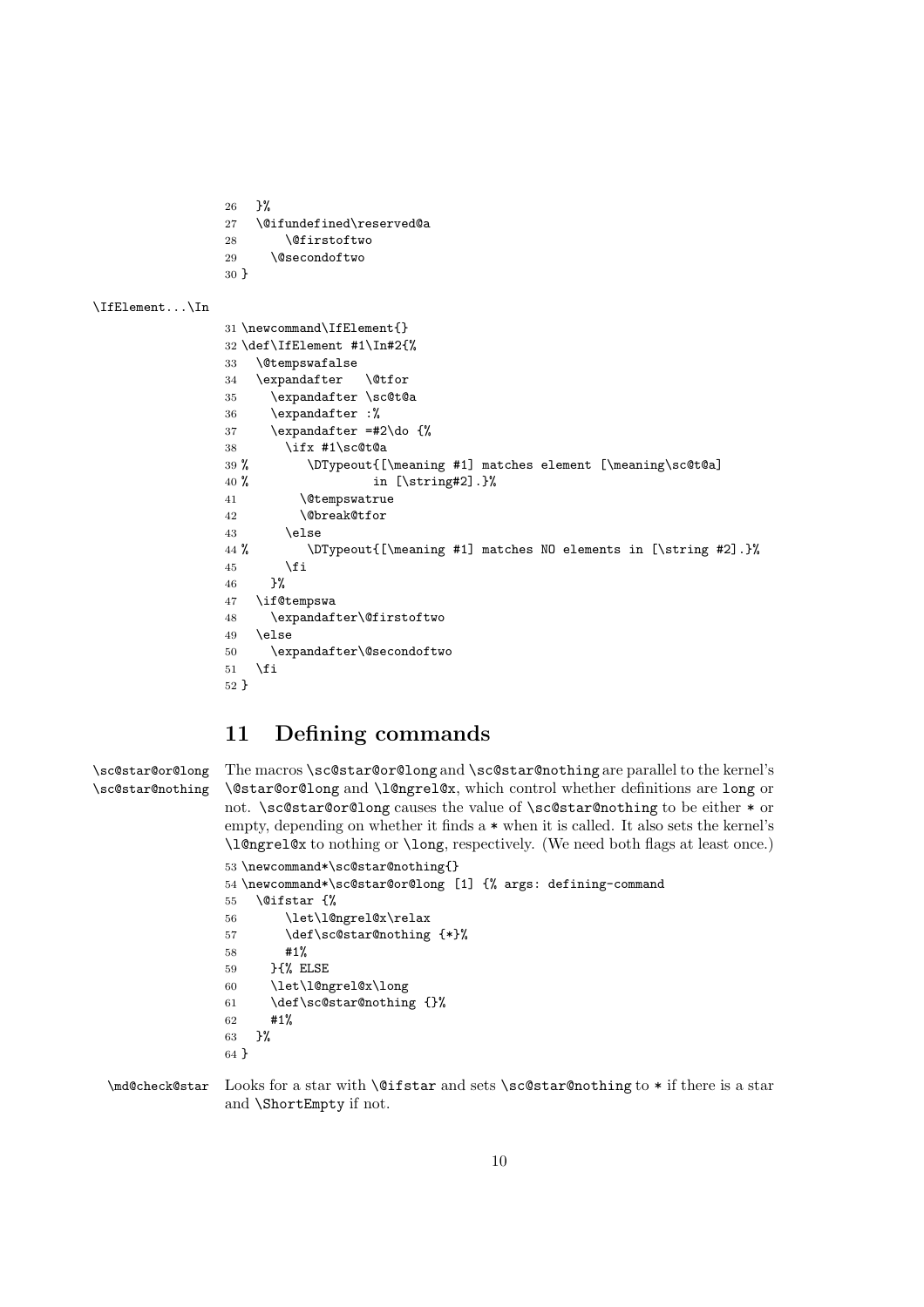```
26   }%
27   \@ifundefined\reserved@a
28       \@firstoftwo
29     \@secondoftwo
30 }
```

\IfElement...\In

```
31 \newcommand\IfElement{}
32 \def\IfElement #1\In#2{%
33   \@tempswafalse
34   \expandafter   \@tfor
35     \expandafter \sc@t@a
36     \expandafter :%
37     \expandafter =#2\do {%
38       \ifx #1\sc@t@a
39 %         \DTypeout{[\meaning #1] matches element [\meaning\sc@t@a]
40 %                   in [\string#2].}%
41         \@tempswatrue
42         \@break@tfor
43       \else
44 %         \DTypeout{[\meaning #1] matches NO elements in [\string #2].}%
45       \fi
46     }%
47   \if@tempswa
48     \expandafter\@firstoftwo
49   \else
50     \expandafter\@secondoftwo
51   \fi
52 }
```

# 11 Defining commands

\sc@star@or@long
\sc@star@nothing

The macros `\sc@star@or@long` and `\sc@star@nothing` are parallel to the kernel's `\@star@or@long` and `\l@ngrel@x`, which control whether definitions are `long` or not. `\sc@star@or@long` causes the value of `\sc@star@nothing` to be either `*` or empty, depending on whether it finds a `*` when it is called. It also sets the kernel's `\l@ngrel@x` to nothing or `\long`, respectively. (We need both flags at least once.)

```
53 \newcommand*\sc@star@nothing{}
54 \newcommand*\sc@star@or@long [1] {% args: defining-command
55   \@ifstar {%
56       \let\l@ngrel@x\relax
57       \def\sc@star@nothing {*}%
58       #1%
59     }{% ELSE
60     \let\l@ngrel@x\long
61     \def\sc@star@nothing {}%
62     #1%
63   }%
64 }
```

\md@check@star

Looks for a star with `\@ifstar` and sets `\sc@star@nothing` to `*` if there is a star and `\ShortEmpty` if not.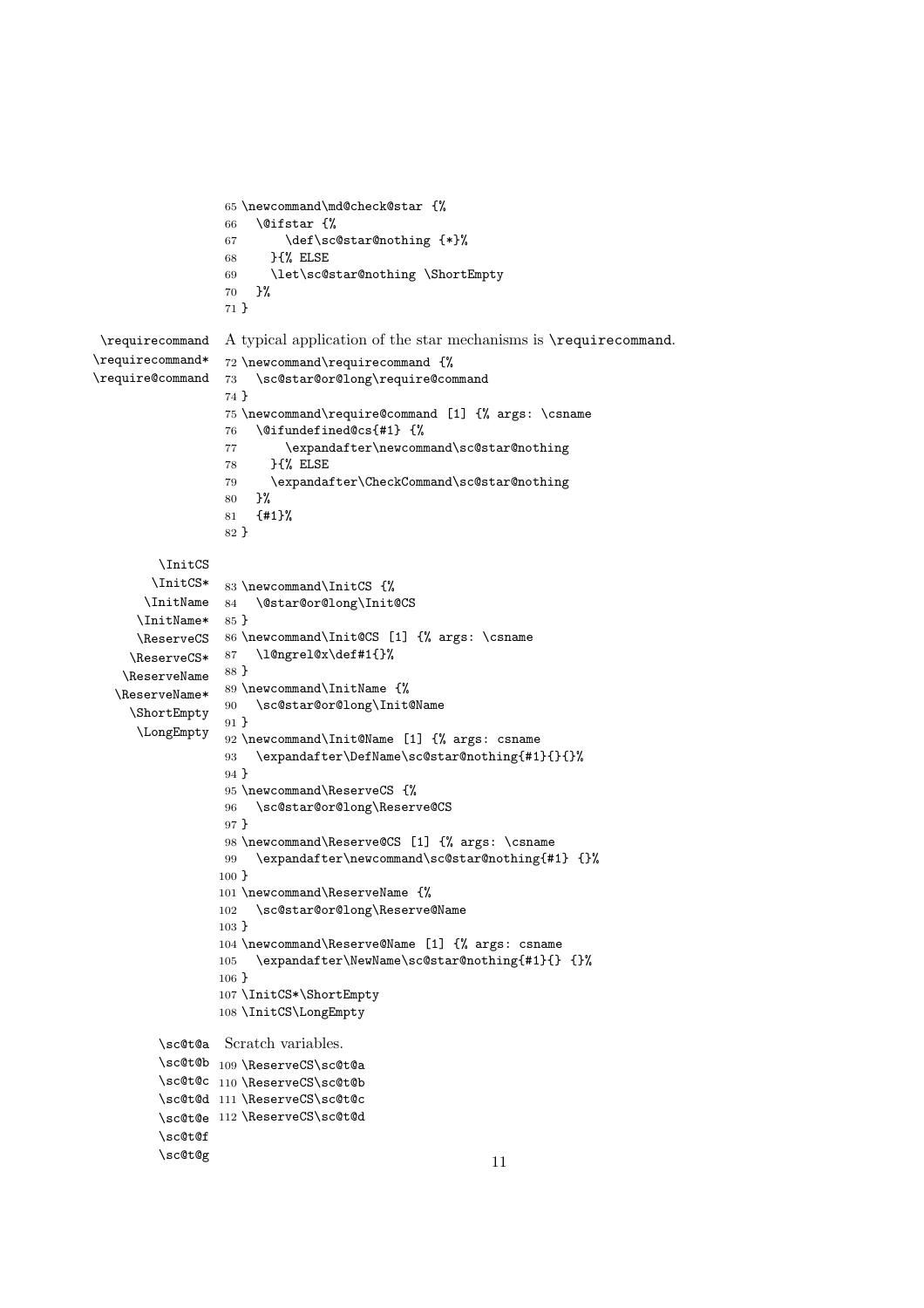```
65 \newcommand\md@check@star {%
66   \@ifstar {%
67       \def\sc@star@nothing {*}%
68     }{% ELSE
69     \let\sc@star@nothing \ShortEmpty
70   }%
71 }
```

\requirecommand
\requirecommand*
\require@command

A typical application of the star mechanisms is \requirecommand.

```
72 \newcommand\requirecommand {%
73   \sc@star@or@long\require@command
74 }
75 \newcommand\require@command [1] {% args: \csname
76   \@ifundefined@cs{#1} {%
77       \expandafter\newcommand\sc@star@nothing
78     }{% ELSE
79     \expandafter\CheckCommand\sc@star@nothing
80   }%
81   {#1}%
82 }
```

\InitCS
\InitCS*
\InitName
\InitName*
\ReserveCS
\ReserveCS*
\ReserveName
\ReserveName*
\ShortEmpty
\LongEmpty

```
83 \newcommand\InitCS {%
84   \@star@or@long\Init@CS
85 }
86 \newcommand\Init@CS [1] {% args: \csname
87   \l@ngrel@x\def#1{}%
88 }
89 \newcommand\InitName {%
90   \sc@star@or@long\Init@Name
91 }
92 \newcommand\Init@Name [1] {% args: csname
93   \expandafter\DefName\sc@star@nothing{#1}{}{}%
94 }
95 \newcommand\ReserveCS {%
96   \sc@star@or@long\Reserve@CS
97 }
98 \newcommand\Reserve@CS [1] {% args: \csname
99   \expandafter\newcommand\sc@star@nothing{#1} {}%
100 }
101 \newcommand\ReserveName {%
102   \sc@star@or@long\Reserve@Name
103 }
104 \newcommand\Reserve@Name [1] {% args: csname
105   \expandafter\NewName\sc@star@nothing{#1}{} {}%
106 }
107 \InitCS*\ShortEmpty
108 \InitCS\LongEmpty
```

\sc@t@a
\sc@t@b
\sc@t@c
\sc@t@d
\sc@t@e
\sc@t@f
\sc@t@g

Scratch variables.

```
109 \ReserveCS\sc@t@a
110 \ReserveCS\sc@t@b
111 \ReserveCS\sc@t@c
112 \ReserveCS\sc@t@d
```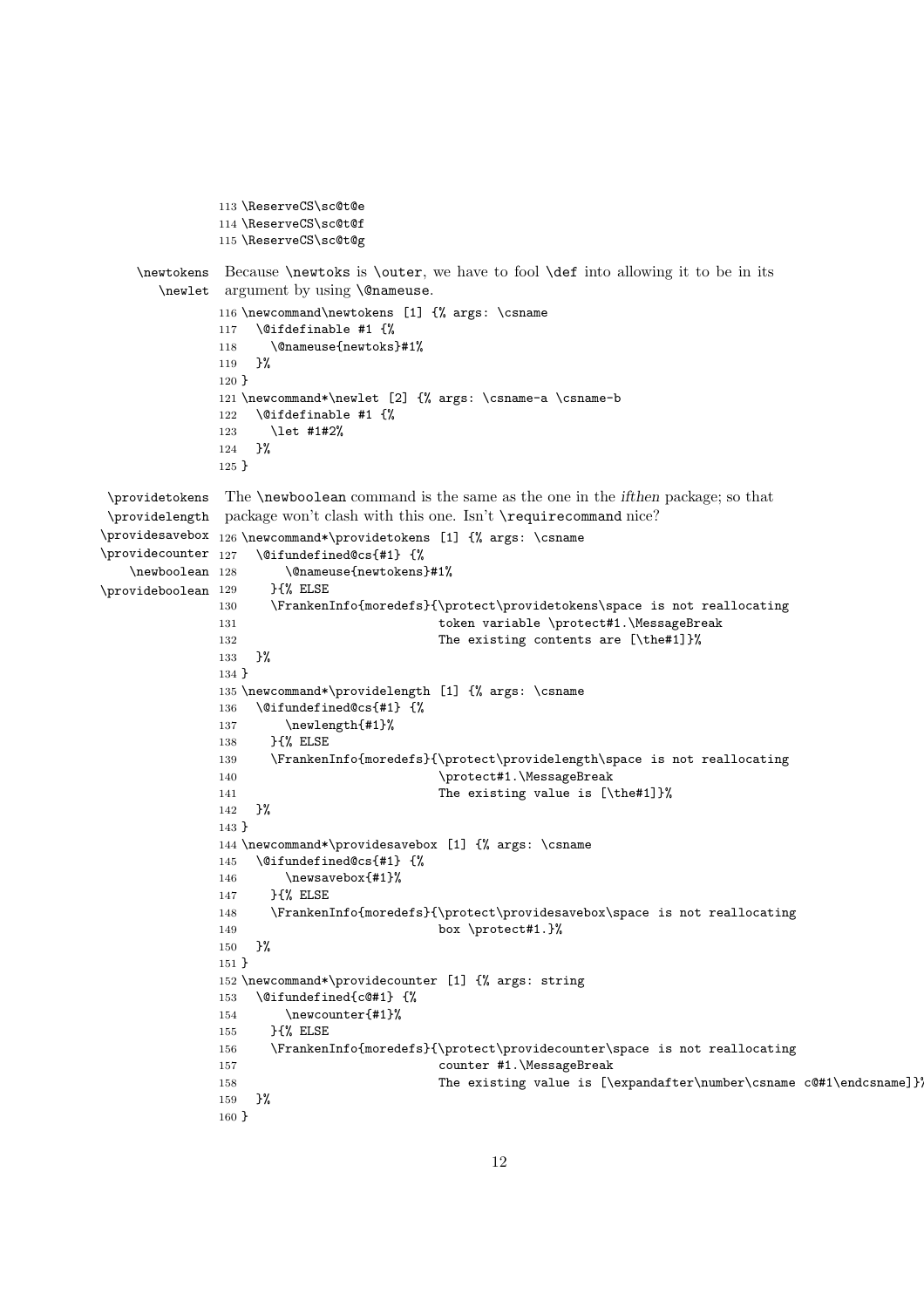```
113 \ReserveCS\sc@t@e
114 \ReserveCS\sc@t@f
115 \ReserveCS\sc@t@g
```

\newtokens \newlet

Because \newtoks is \outer, we have to fool \def into allowing it to be in its argument by using \@nameuse.

```
116 \newcommand\newtokens [1] {% args: \csname
117   \@ifdefinable #1 {%
118     \@nameuse{newtoks}#1%
119   }%
120 }
121 \newcommand*\newlet [2] {% args: \csname-a \csname-b
122   \@ifdefinable #1 {%
123     \let #1#2%
124   }%
125 }
```

\providetokens \providelength \providesavebox \providecounter \newboolean \provideboolean

The \newboolean command is the same as the one in the *ifthen* package; so that package won't clash with this one. Isn't \requirecommand nice?

```
126 \newcommand*\providetokens [1] {% args: \csname
127   \@ifundefined@cs{#1} {%
128       \@nameuse{newtokens}#1%
129     }{% ELSE
130     \FrankenInfo{moredefs}{\protect\providetokens\space is not reallocating
131                            token variable \protect#1.\MessageBreak
132                            The existing contents are [\the#1]}%
133   }%
134 }
135 \newcommand*\providelength [1] {% args: \csname
136   \@ifundefined@cs{#1} {%
137       \newlength{#1}%
138     }{% ELSE
139     \FrankenInfo{moredefs}{\protect\providelength\space is not reallocating
140                            \protect#1.\MessageBreak
141                            The existing value is [\the#1]}%
142   }%
143 }
144 \newcommand*\providesavebox [1] {% args: \csname
145   \@ifundefined@cs{#1} {%
146       \newsavebox{#1}%
147     }{% ELSE
148     \FrankenInfo{moredefs}{\protect\providesavebox\space is not reallocating
149                            box \protect#1.}%
150   }%
151 }
152 \newcommand*\providecounter [1] {% args: string
153   \@ifundefined{c@#1} {%
154       \newcounter{#1}%
155     }{% ELSE
156     \FrankenInfo{moredefs}{\protect\providecounter\space is not reallocating
157                            counter #1.\MessageBreak
158                            The existing value is [\expandafter\number\csname c@#1\endcsname]}%
159   }%
160 }
```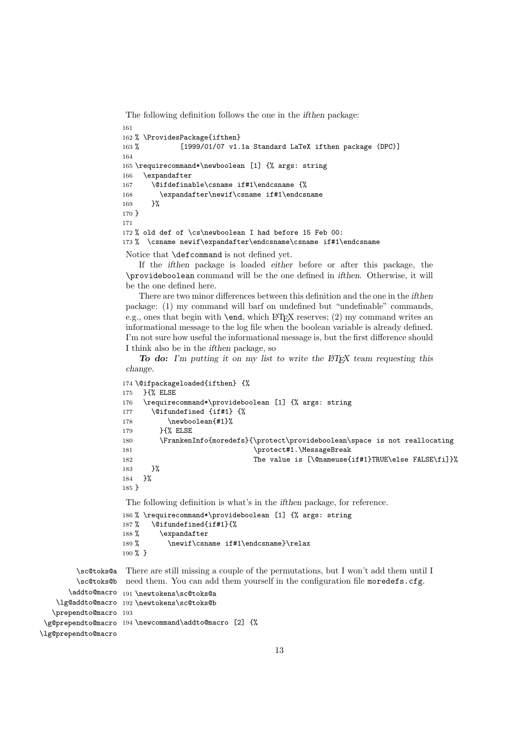The following definition follows the one in the *ifthen* package:

```
161
162 % \ProvidesPackage{ifthen}
163 %           [1999/01/07 v1.1a Standard LaTeX ifthen package (DPC)]
164
165 \requirecommand*\newboolean [1] {% args: string
166   \expandafter
167     \@ifdefinable\csname if#1\endcsname {%
168       \expandafter\newif\csname if#1\endcsname
169     }%
170 }
171
172 % old def of \cs\newboolean I had before 15 Feb 00:
173 %  \csname newif\expandafter\endcsname\csname if#1\endcsname
```

Notice that `\defcommand` is not defined yet.

If the *ifthen* package is loaded *either* before or after this package, the `\provideboolean` command will be the one defined in *ifthen*. Otherwise, it will be the one defined here.

There are two minor differences between this definition and the one in the *ifthen* package: (1) my command will barf on undefined but "undefinable" commands, e.g., ones that begin with `\end`, which LaTeX reserves; (2) my command writes an informational message to the log file when the boolean variable is already defined. I'm not sure how useful the informational message is, but the first difference should I think also be in the *ifthen* package, so

***To do:*** *I'm putting it on my list to write the LaTeX team requesting this change.*

```
174 \@ifpackageloaded{ifthen} {%
175   }{% ELSE
176   \requirecommand*\provideboolean [1] {% args: string
177     \@ifundefined {if#1} {%
178         \newboolean{#1}%
179       }{% ELSE
180       \FrankenInfo{moredefs}{\protect\provideboolean\space is not reallocating
181                              \protect#1.\MessageBreak
182                              The value is [\@nameuse{if#1}TRUE\else FALSE\fi]}%
183     }%
184   }%
185 }
```

The following definition is what's in the *ifthen* package, for reference.

```
186 % \requirecommand*\provideboolean [1] {% args: string
187 %   \@ifundefined{if#1}{%
188 %     \expandafter
189 %       \newif\csname if#1\endcsname}\relax
190 % }
```

`\sc@toks@a` `\sc@toks@b` `\addto@macro` `\lg@addto@macro` `\prependto@macro` `\g@prependto@macro` `\lg@prependto@macro`

There are still missing a couple of the permutations, but I won't add them until I need them. You can add them yourself in the configuration file `moredefs.cfg`.

```
191 \newtokens\sc@toks@a
192 \newtokens\sc@toks@b
193
194 \newcommand\addto@macro [2] {%
```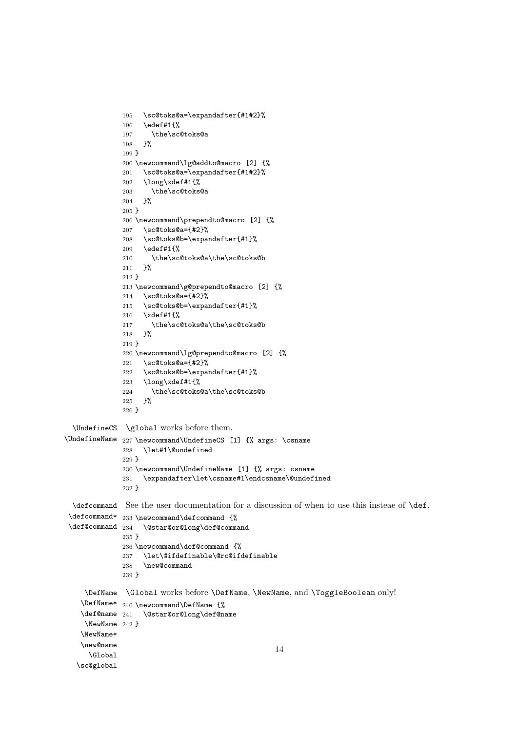```
195   \sc@toks@a=\expandafter{#1#2}%
196   \edef#1{%
197     \the\sc@toks@a
198   }%
199 }
200 \newcommand\lg@addto@macro [2] {%
201   \sc@toks@a=\expandafter{#1#2}%
202   \long\xdef#1{%
203     \the\sc@toks@a
204   }%
205 }
206 \newcommand\prependto@macro [2] {%
207   \sc@toks@a={#2}%
208   \sc@toks@b=\expandafter{#1}%
209   \edef#1{%
210     \the\sc@toks@a\the\sc@toks@b
211   }%
212 }
213 \newcommand\g@prependto@macro [2] {%
214   \sc@toks@a={#2}%
215   \sc@toks@b=\expandafter{#1}%
216   \xdef#1{%
217     \the\sc@toks@a\the\sc@toks@b
218   }%
219 }
220 \newcommand\lg@prependto@macro [2] {%
221   \sc@toks@a={#2}%
222   \sc@toks@b=\expandafter{#1}%
223   \long\xdef#1{%
224     \the\sc@toks@a\the\sc@toks@b
225   }%
226 }
```

\UndefineCS \UndefineName

`\global` works before them.

```
227 \newcommand\UndefineCS [1] {% args: \csname
228   \let#1\@undefined
229 }
230 \newcommand\UndefineName [1] {% args: csname
231   \expandafter\let\csname#1\endcsname\@undefined
232 }
```

\defcommand \defcommand* \def@command

See the user documentation for a discussion of when to use this insteae of `\def`.

```
233 \newcommand\defcommand {%
234   \@star@or@long\def@command
235 }
236 \newcommand\def@command {%
237   \let\@ifdefinable\@rc@ifdefinable
238   \new@command
239 }
```

\DefName \DefName* \def@name \NewName \NewName* \new@name \Global \sc@global

`\Global` works before `\DefName`, `\NewName`, and `\ToggleBoolean` only!

```
240 \newcommand\DefName {%
241   \@star@or@long\def@name
242 }
```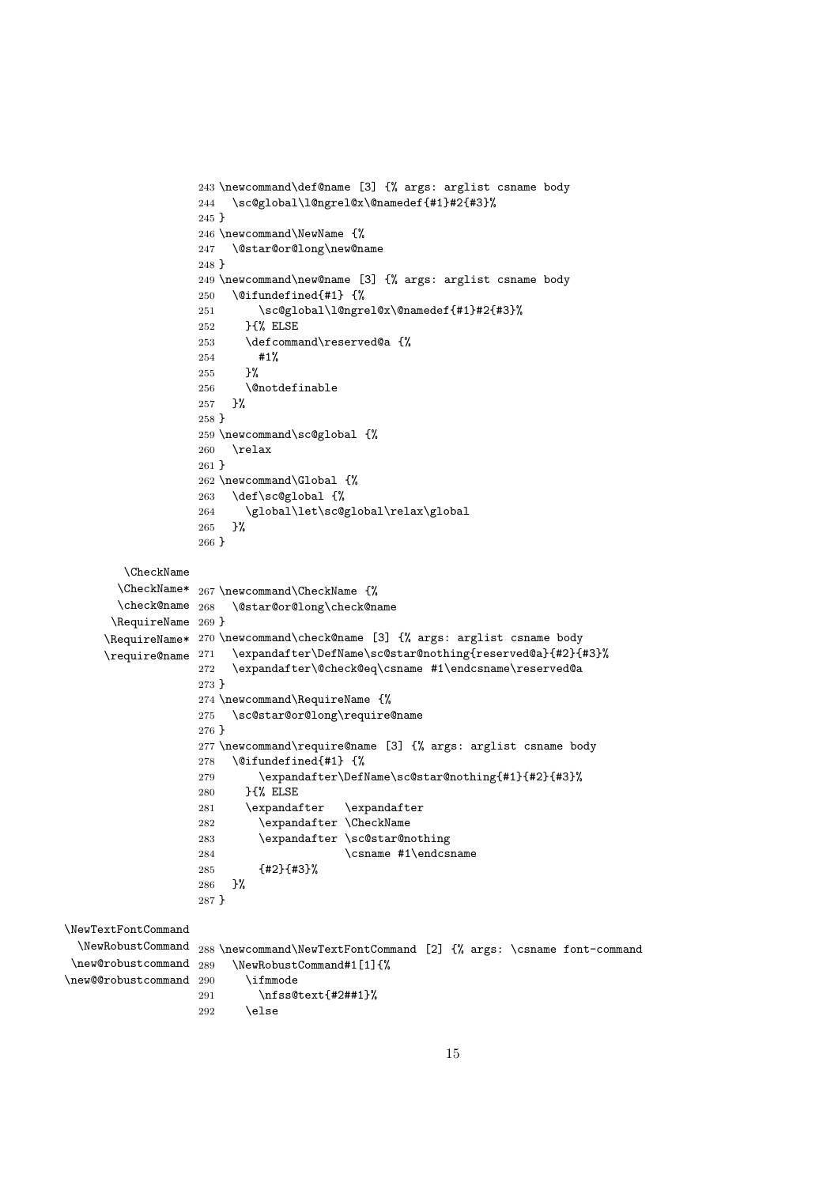```
243 \newcommand\def@name [3] {% args: arglist csname body
244   \sc@global\l@ngrel@x\@namedef{#1}#2{#3}%
245 }
246 \newcommand\NewName {%
247   \@star@or@long\new@name
248 }
249 \newcommand\new@name [3] {% args: arglist csname body
250   \@ifundefined{#1} {%
251       \sc@global\l@ngrel@x\@namedef{#1}#2{#3}%
252     }{% ELSE
253     \defcommand\reserved@a {%
254       #1%
255     }%
256     \@notdefinable
257   }%
258 }
259 \newcommand\sc@global {%
260   \relax
261 }
262 \newcommand\Global {%
263   \def\sc@global {%
264     \global\let\sc@global\relax\global
265   }%
266 }
```

\CheckName
\CheckName*
\check@name
\RequireName
\RequireName*
\require@name

```
267 \newcommand\CheckName {%
268   \@star@or@long\check@name
269 }
270 \newcommand\check@name [3] {% args: arglist csname body
271   \expandafter\DefName\sc@star@nothing{reserved@a}{#2}{#3}%
272   \expandafter\@check@eq\csname #1\endcsname\reserved@a
273 }
274 \newcommand\RequireName {%
275   \sc@star@or@long\require@name
276 }
277 \newcommand\require@name [3] {% args: arglist csname body
278   \@ifundefined{#1} {%
279       \expandafter\DefName\sc@star@nothing{#1}{#2}{#3}%
280     }{% ELSE
281     \expandafter   \expandafter
282       \expandafter \CheckName
283       \expandafter \sc@star@nothing
284                    \csname #1\endcsname
285       {#2}{#3}%
286   }%
287 }
```

\NewTextFontCommand
\NewRobustCommand
\new@robustcommand
\new@@robustcommand

```
288 \newcommand\NewTextFontCommand [2] {% args: \csname font-command
289   \NewRobustCommand#1[1]{%
290     \ifmmode
291       \nfss@text{#2##1}%
292     \else
```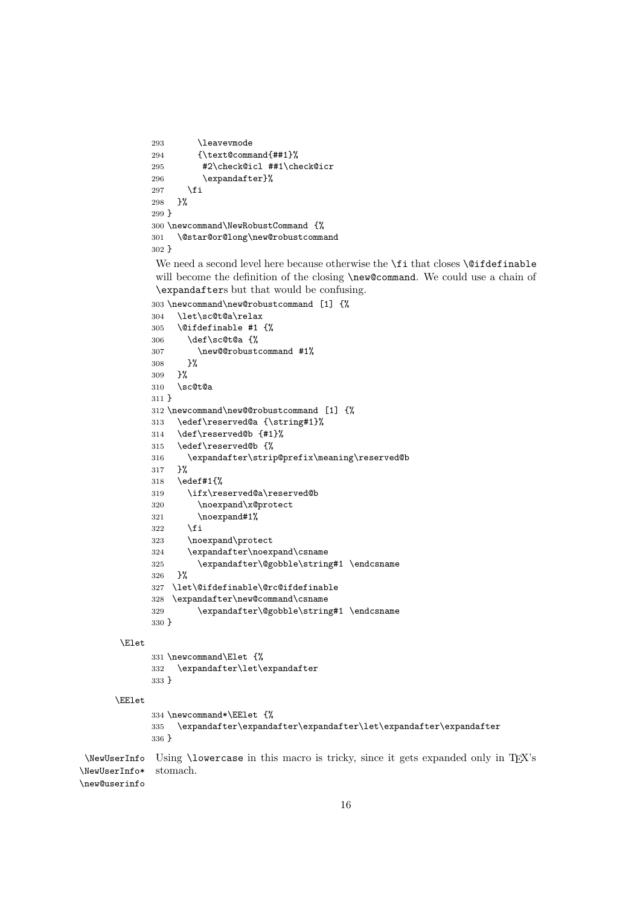```
293       \leavevmode
294       {\text@command{##1}%
295        #2\check@icl ##1\check@icr
296        \expandafter}%
297     \fi
298   }%
299 }
300 \newcommand\NewRobustCommand {%
301   \@star@or@long\new@robustcommand
302 }
```

We need a second level here because otherwise the `\fi` that closes `\@ifdefinable` will become the definition of the closing `\new@command`. We could use a chain of `\expandafter`s but that would be confusing.

```
303 \newcommand\new@robustcommand [1] {%
304   \let\sc@t@a\relax
305   \@ifdefinable #1 {%
306     \def\sc@t@a {%
307       \new@@robustcommand #1%
308     }%
309   }%
310   \sc@t@a
311 }
312 \newcommand\new@@robustcommand [1] {%
313   \edef\reserved@a {\string#1}%
314   \def\reserved@b {#1}%
315   \edef\reserved@b {%
316     \expandafter\strip@prefix\meaning\reserved@b
317   }%
318   \edef#1{%
319     \ifx\reserved@a\reserved@b
320       \noexpand\x@protect
321       \noexpand#1%
322     \fi
323     \noexpand\protect
324     \expandafter\noexpand\csname
325       \expandafter\@gobble\string#1 \endcsname
326   }%
327  \let\@ifdefinable\@rc@ifdefinable
328  \expandafter\new@command\csname
329       \expandafter\@gobble\string#1 \endcsname
330 }
```

`\Elet`

```
331 \newcommand\Elet {%
332   \expandafter\let\expandafter
333 }
```

`\EElet`

```
334 \newcommand*\EElet {%
335   \expandafter\expandafter\expandafter\let\expandafter\expandafter
336 }
```

`\NewUserInfo` `\NewUserInfo*` `\new@userinfo`

Using `\lowercase` in this macro is tricky, since it gets expanded only in TeX's stomach.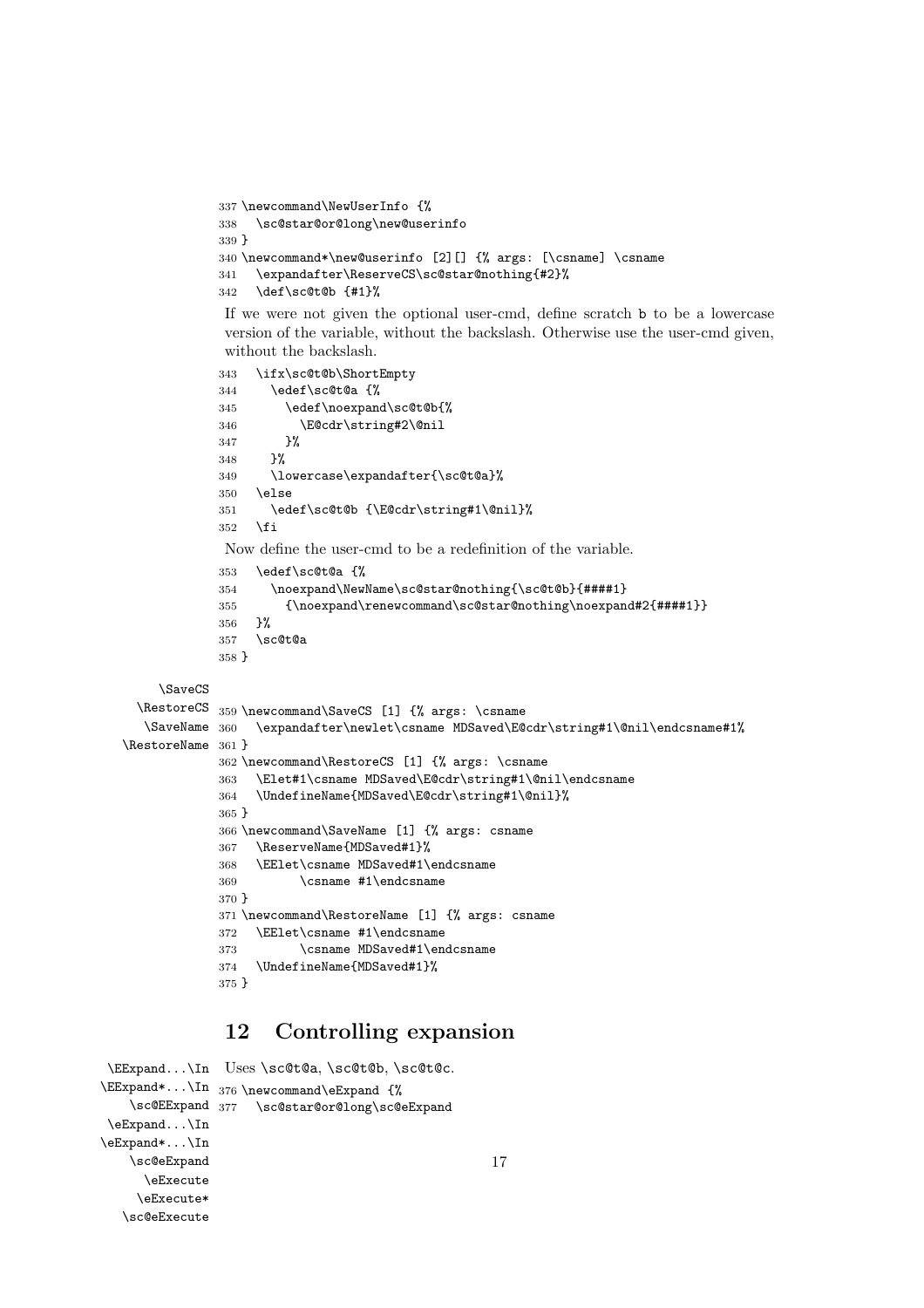```
337 \newcommand\NewUserInfo {%
338   \sc@star@or@long\new@userinfo
339 }
340 \newcommand*\new@userinfo [2][] {% args: [\csname] \csname
341   \expandafter\ReserveCS\sc@star@nothing{#2}%
342   \def\sc@t@b {#1}%
```

If we were not given the optional user-cmd, define scratch b to be a lowercase version of the variable, without the backslash. Otherwise use the user-cmd given, without the backslash.

```
343   \ifx\sc@t@b\ShortEmpty
344     \edef\sc@t@a {%
345       \edef\noexpand\sc@t@b{%
346         \E@cdr\string#2\@nil
347       }%
348     }%
349     \lowercase\expandafter{\sc@t@a}%
350   \else
351     \edef\sc@t@b {\E@cdr\string#1\@nil}%
352   \fi
```

Now define the user-cmd to be a redefinition of the variable.

```
353   \edef\sc@t@a {%
354     \noexpand\NewName\sc@star@nothing{\sc@t@b}{####1}
355       {\noexpand\renewcommand\sc@star@nothing\noexpand#2{####1}}
356   }%
357   \sc@t@a
358 }
```

\SaveCS \RestoreCS \SaveName \RestoreName

```
359 \newcommand\SaveCS [1] {% args: \csname
360   \expandafter\newlet\csname MDSaved\E@cdr\string#1\@nil\endcsname#1%
361 }
362 \newcommand\RestoreCS [1] {% args: \csname
363   \Elet#1\csname MDSaved\E@cdr\string#1\@nil\endcsname
364   \UndefineName{MDSaved\E@cdr\string#1\@nil}%
365 }
366 \newcommand\SaveName [1] {% args: csname
367   \ReserveName{MDSaved#1}%
368   \EElet\csname MDSaved#1\endcsname
369         \csname #1\endcsname
370 }
371 \newcommand\RestoreName [1] {% args: csname
372   \EElet\csname #1\endcsname
373         \csname MDSaved#1\endcsname
374   \UndefineName{MDSaved#1}%
375 }
```

## 12 Controlling expansion

\EExpand...\In \EExpand*...\In \sc@EExpand \eExpand...\In \eExpand*...\In \sc@eExpand \eExecute \eExecute* \sc@eExecute

Uses \sc@t@a, \sc@t@b, \sc@t@c.

```
376 \newcommand\eExpand {%
377   \sc@star@or@long\sc@eExpand
```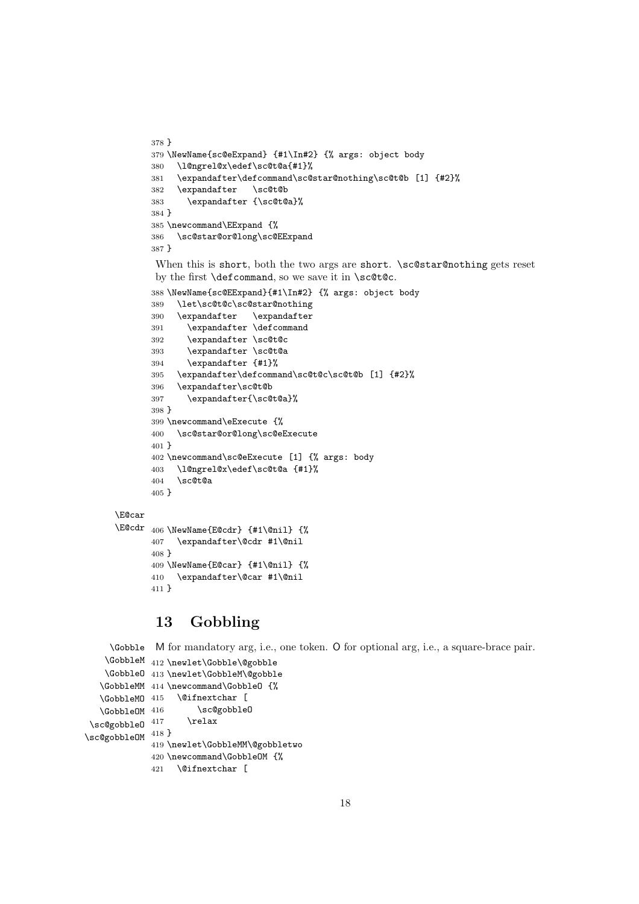```
378 }
379 \NewName{sc@eExpand} {#1\In#2} {% args: object body
380   \l@ngrel@x\edef\sc@t@a{#1}%
381   \expandafter\defcommand\sc@star@nothing\sc@t@b [1] {#2}%
382   \expandafter   \sc@t@b
383     \expandafter {\sc@t@a}%
384 }
385 \newcommand\EExpand {%
386   \sc@star@or@long\sc@EExpand
387 }
```

When this is short, both the two args are short. `\sc@star@nothing` gets reset by the first `\defcommand`, so we save it in `\sc@t@c`.

```
388 \NewName{sc@EExpand}{#1\In#2} {% args: object body
389   \let\sc@t@c\sc@star@nothing
390   \expandafter   \expandafter
391     \expandafter \defcommand
392     \expandafter \sc@t@c
393     \expandafter \sc@t@a
394     \expandafter {#1}%
395   \expandafter\defcommand\sc@t@c\sc@t@b [1] {#2}%
396   \expandafter\sc@t@b
397     \expandafter{\sc@t@a}%
398 }
399 \newcommand\eExecute {%
400   \sc@star@or@long\sc@eExecute
401 }
402 \newcommand\sc@eExecute [1] {% args: body
403   \l@ngrel@x\edef\sc@t@a {#1}%
404   \sc@t@a
405 }
```

`\E@car`
`\E@cdr`

```
406 \NewName{E@cdr} {#1\@nil} {%
407   \expandafter\@cdr #1\@nil
408 }
409 \NewName{E@car} {#1\@nil} {%
410   \expandafter\@car #1\@nil
411 }
```

## 13 Gobbling

`\Gobble` `\GobbleM` `\GobbleO` `\GobbleMM` `\GobbleMO` `\GobbleOM` `\sc@gobbleO` `\sc@gobbleOM`

M for mandatory arg, i.e., one token. O for optional arg, i.e., a square-brace pair.

```
412 \newlet\Gobble\@gobble
413 \newlet\GobbleM\@gobble
414 \newcommand\GobbleO {%
415   \@ifnextchar [
416       \sc@gobbleO
417     \relax
418 }
419 \newlet\GobbleMM\@gobbletwo
420 \newcommand\GobbleOM {%
421   \@ifnextchar [
```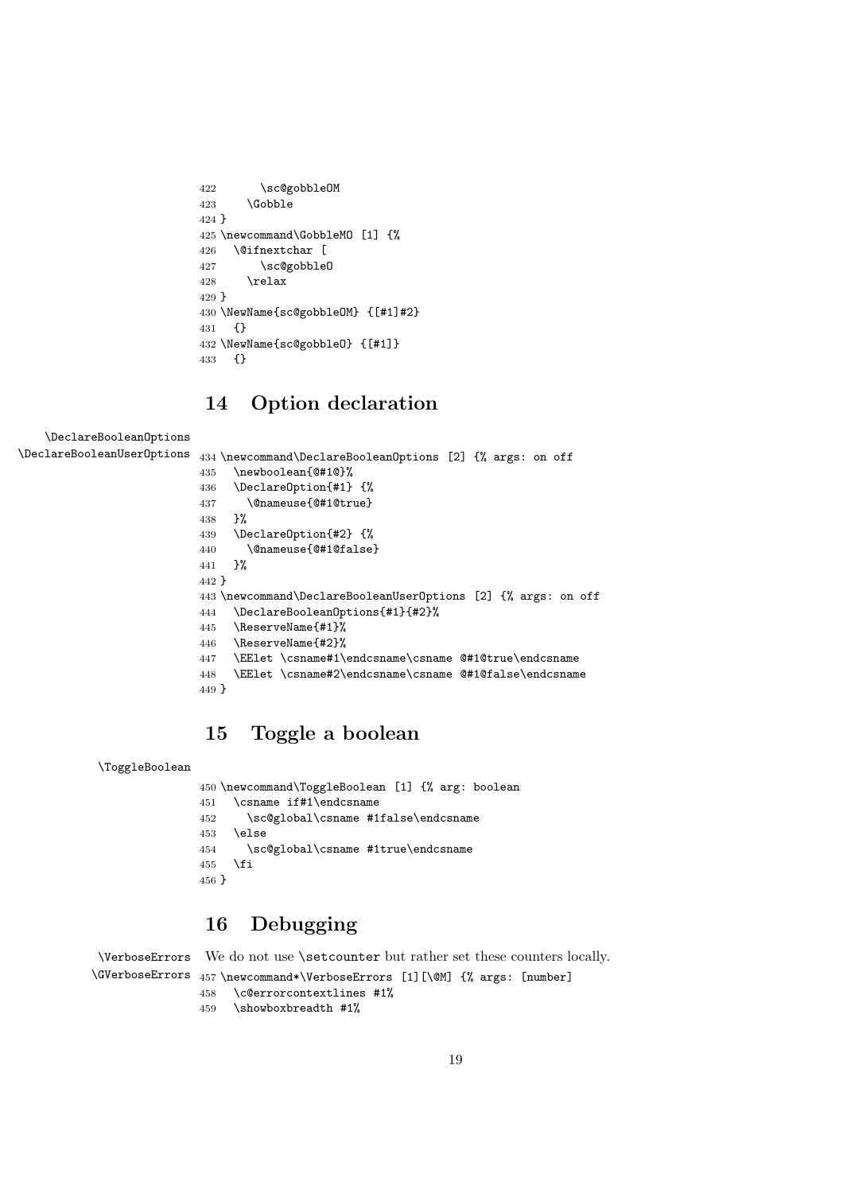```
422       \sc@gobbleOM
423     \Gobble
424 }
425 \newcommand\GobbleMO [1] {%
426   \@ifnextchar [
427       \sc@gobbleO
428     \relax
429 }
430 \NewName{sc@gobbleOM} {[#1]#2}
431   {}
432 \NewName{sc@gobbleO} {[#1]}
433   {}
```

## 14 Option declaration

\DeclareBooleanOptions
\DeclareBooleanUserOptions

```
434 \newcommand\DeclareBooleanOptions [2] {% args: on off
435   \newboolean{@#1@}%
436   \DeclareOption{#1} {%
437     \@nameuse{@#1@true}
438   }%
439   \DeclareOption{#2} {%
440     \@nameuse{@#1@false}
441   }%
442 }
443 \newcommand\DeclareBooleanUserOptions [2] {% args: on off
444   \DeclareBooleanOptions{#1}{#2}%
445   \ReserveName{#1}%
446   \ReserveName{#2}%
447   \EElet \csname#1\endcsname\csname @#1@true\endcsname
448   \EElet \csname#2\endcsname\csname @#1@false\endcsname
449 }
```

## 15 Toggle a boolean

\ToggleBoolean

```
450 \newcommand\ToggleBoolean [1] {% arg: boolean
451   \csname if#1\endcsname
452     \sc@global\csname #1false\endcsname
453   \else
454     \sc@global\csname #1true\endcsname
455   \fi
456 }
```

## 16 Debugging

\VerboseErrors
\GVerboseErrors

We do not use `\setcounter` but rather set these counters locally.

```
457 \newcommand*\VerboseErrors [1][\@M] {% args: [number]
458   \c@errorcontextlines #1%
459   \showboxbreadth #1%
```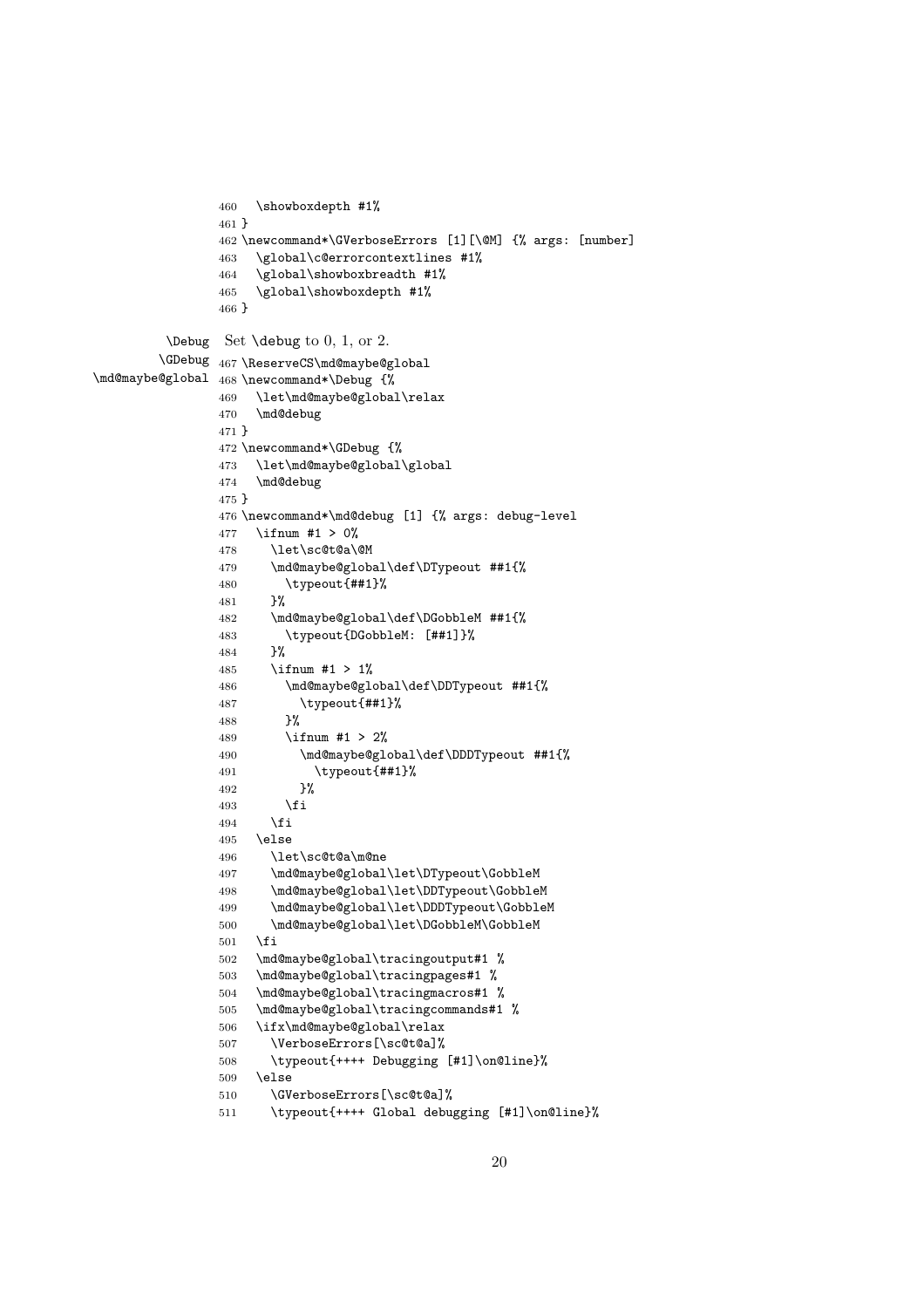```
460   \showboxdepth #1%
461 }
462 \newcommand*\GVerboseErrors [1][\@M] {% args: [number]
463   \global\c@errorcontextlines #1%
464   \global\showboxbreadth #1%
465   \global\showboxdepth #1%
466 }
```

\Debug \GDebug \md@maybe@global Set \debug to 0, 1, or 2.

```
467 \ReserveCS\md@maybe@global
468 \newcommand*\Debug {%
469   \let\md@maybe@global\relax
470   \md@debug
471 }
472 \newcommand*\GDebug {%
473   \let\md@maybe@global\global
474   \md@debug
475 }
476 \newcommand*\md@debug [1] {% args: debug-level
477   \ifnum #1 > 0%
478     \let\sc@t@a\@M
479     \md@maybe@global\def\DTypeout ##1{%
480       \typeout{##1}%
481     }%
482     \md@maybe@global\def\DGobbleM ##1{%
483       \typeout{DGobbleM: [##1]}%
484     }%
485     \ifnum #1 > 1%
486       \md@maybe@global\def\DDTypeout ##1{%
487         \typeout{##1}%
488       }%
489       \ifnum #1 > 2%
490         \md@maybe@global\def\DDDTypeout ##1{%
491           \typeout{##1}%
492         }%
493       \fi
494     \fi
495   \else
496     \let\sc@t@a\m@ne
497     \md@maybe@global\let\DTypeout\GobbleM
498     \md@maybe@global\let\DDTypeout\GobbleM
499     \md@maybe@global\let\DDDTypeout\GobbleM
500     \md@maybe@global\let\DGobbleM\GobbleM
501   \fi
502   \md@maybe@global\tracingoutput#1 %
503   \md@maybe@global\tracingpages#1 %
504   \md@maybe@global\tracingmacros#1 %
505   \md@maybe@global\tracingcommands#1 %
506   \ifx\md@maybe@global\relax
507     \VerboseErrors[\sc@t@a]%
508     \typeout{++++ Debugging [#1]\on@line}%
509   \else
510     \GVerboseErrors[\sc@t@a]%
511     \typeout{++++ Global debugging [#1]\on@line}%
```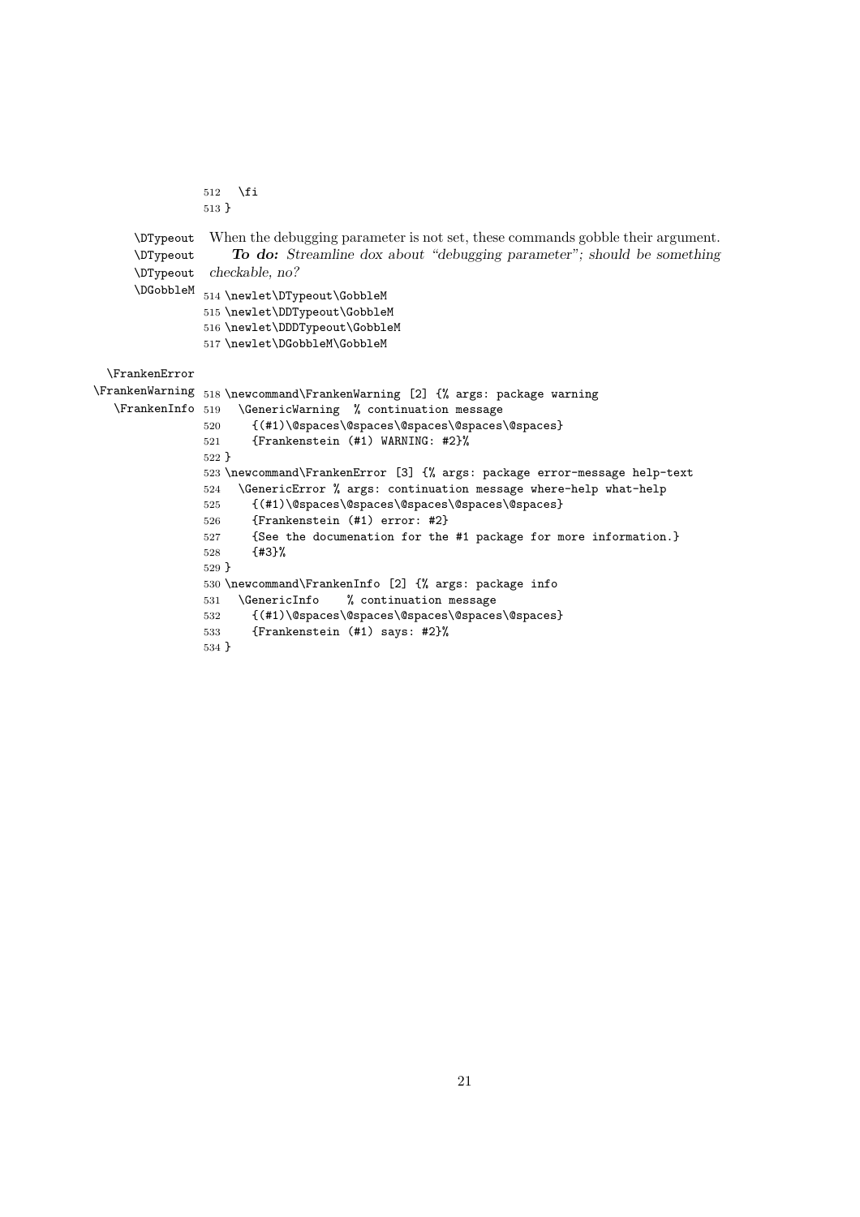```
512   \fi
513 }
```

\DTypeout
\DTypeout
\DTypeout
\DGobbleM

When the debugging parameter is not set, these commands gobble their argument.

***To do:*** *Streamline dox about "debugging parameter"; should be something checkable, no?*

```
514 \newlet\DTypeout\GobbleM
515 \newlet\DDTypeout\GobbleM
516 \newlet\DDDTypeout\GobbleM
517 \newlet\DGobbleM\GobbleM
```

\FrankenError
\FrankenWarning
\FrankenInfo

```
518 \newcommand\FrankenWarning [2] {% args: package warning
519   \GenericWarning  % continuation message
520     {(#1)\@spaces\@spaces\@spaces\@spaces\@spaces}
521     {Frankenstein (#1) WARNING: #2}%
522 }
523 \newcommand\FrankenError [3] {% args: package error-message help-text
524   \GenericError % args: continuation message where-help what-help
525     {(#1)\@spaces\@spaces\@spaces\@spaces}
526     {Frankenstein (#1) error: #2}
527     {See the documenation for the #1 package for more information.}
528     {#3}%
529 }
530 \newcommand\FrankenInfo [2] {% args: package info
531   \GenericInfo    % continuation message
532     {(#1)\@spaces\@spaces\@spaces\@spaces}
533     {Frankenstein (#1) says: #2}%
534 }
```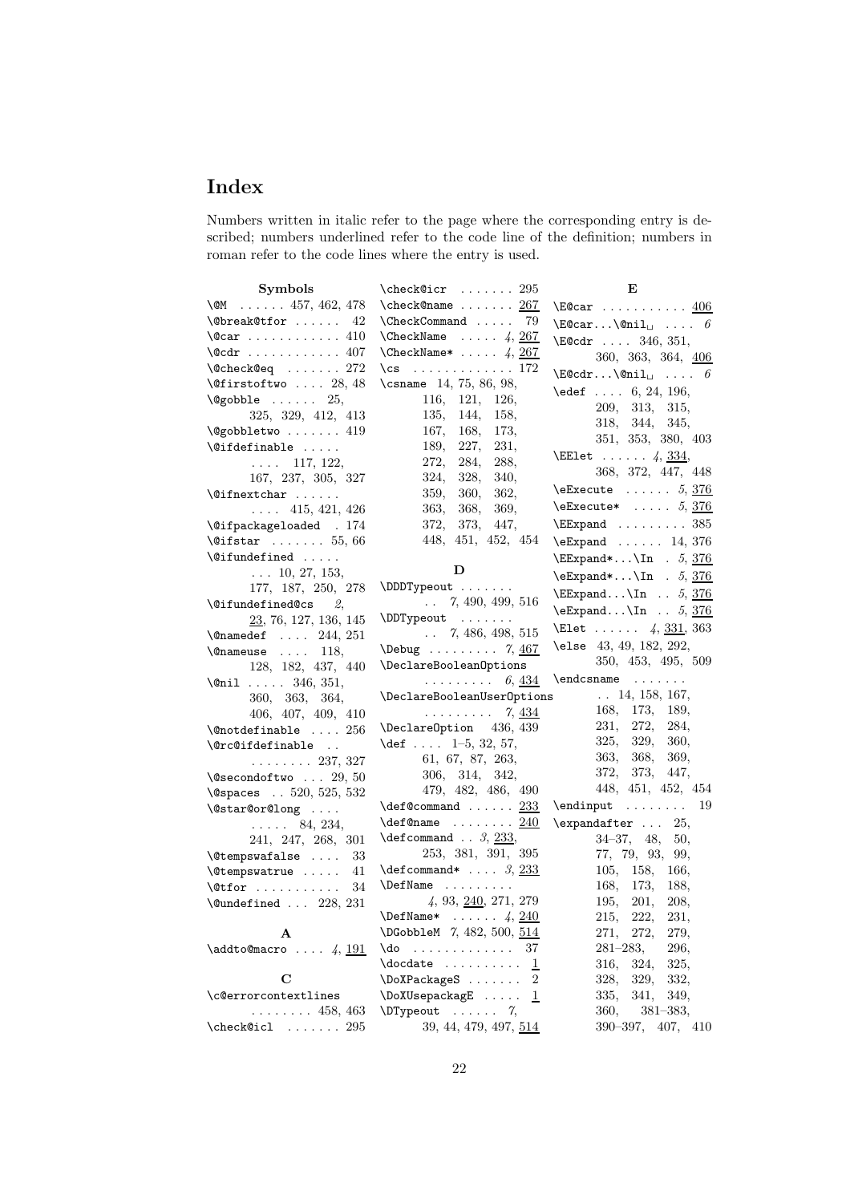# Index

Numbers written in italic refer to the page where the corresponding entry is described; numbers underlined refer to the code line of the definition; numbers in roman refer to the code lines where the entry is used.

**Symbols**

- `\@M` . . . . . . 457, 462, 478
- `\@break@tfor` . . . . . . 42
- `\@car` . . . . . . . . . . . 410
- `\@cdr` . . . . . . . . . . . 407
- `\@check@eq` . . . . . . . 272
- `\@firstoftwo` . . . . 28, 48
- `\@gobble` . . . . . . 25, 325, 329, 412, 413
- `\@gobbletwo` . . . . . . . 419
- `\@ifdefinable` . . . . . 117, 122, 167, 237, 305, 327
- `\@ifnextchar` . . . . . . 415, 421, 426
- `\@ifpackageloaded` . 174
- `\@ifstar` . . . . . . . 55, 66
- `\@ifundefined` . . . . . 10, 27, 153, 177, 187, 250, 278
- `\@ifundefined@cs` *2*, <u>23</u>, 76, 127, 136, 145
- `\@namedef` . . . . 244, 251
- `\@nameuse` . . . . 118, 128, 182, 437, 440
- `\@nil` . . . . . 346, 351, 360, 363, 364, 406, 407, 409, 410
- `\@notdefinable` . . . . 256
- `\@rc@ifdefinable` . . . . . . . . . . 237, 327
- `\@secondoftwo` . . . 29, 50
- `\@spaces` . . 520, 525, 532
- `\@star@or@long` . . . . . . . . . 84, 234, 241, 247, 268, 301
- `\@tempswafalse` . . . . 33
- `\@tempswatrue` . . . . . 41
- `\@tfor` . . . . . . . . . . . 34
- `\@undefined` . . . 228, 231

**A**

- `\addto@macro` . . . . *4*, <u>191</u>

**C**

- `\c@errorcontextlines` . . . . . . . . 458, 463
- `\check@icl` . . . . . . . 295
- `\check@icr` . . . . . . . 295
- `\check@name` . . . . . . . <u>267</u>
- `\CheckCommand` . . . . . 79
- `\CheckName` . . . . . *4*, <u>267</u>
- `\CheckName*` . . . . . *4*, <u>267</u>
- `\cs` . . . . . . . . . . . . . 172
- `\csname` 14, 75, 86, 98, 116, 121, 126, 135, 144, 158, 167, 168, 173, 189, 227, 231, 272, 284, 288, 324, 328, 340, 359, 360, 362, 363, 368, 369, 372, 373, 447, 448, 451, 452, 454

**D**

- `\DDDTypeout` . . . . . . . *7*, 490, 499, 516
- `\DDTypeout` . . . . . . . *7*, 486, 498, 515
- `\Debug` . . . . . . . . . *7*, <u>467</u>
- `\DeclareBooleanOptions` . . . . . . . . . *6*, <u>434</u>
- `\DeclareBooleanUserOptions` . . . . . . . . . *7*, <u>434</u>
- `\DeclareOption` 436, 439
- `\def` . . . . 1–5, 32, 57, 61, 67, 87, 263, 306, 314, 342, 479, 482, 486, 490
- `\def@command` . . . . . . <u>233</u>
- `\def@name` . . . . . . . . <u>240</u>
- `\defcommand` . . *3*, <u>233</u>, 253, 381, 391, 395
- `\defcommand*` . . . . *3*, <u>233</u>
- `\DefName` . . . . . . . . . *4*, 93, <u>240</u>, 271, 279
- `\DefName*` . . . . . . *4*, <u>240</u>
- `\DGobbleM` *7*, 482, 500, <u>514</u>
- `\do` . . . . . . . . . . . . . 37
- `\docdate` . . . . . . . . . . <u>1</u>
- `\DoXPackageS` . . . . . . . 2
- `\DoXUsepackagE` . . . . . <u>1</u>
- `\DTypeout` . . . . . . *7*, 39, 44, 479, 497, <u>514</u>

**E**

- `\E@car` . . . . . . . . . . . <u>406</u>
- `\E@car...\@nil␣` . . . . *6*
- `\E@cdr` . . . . 346, 351, 360, 363, 364, <u>406</u>
- `\E@cdr...\@nil␣` . . . . *6*
- `\edef` . . . . 6, 24, 196, 209, 313, 315, 318, 344, 345, 351, 353, 380, 403
- `\EElet` . . . . . . *4*, <u>334</u>, 368, 372, 447, 448
- `\eExecute` . . . . . . *5*, <u>376</u>
- `\eExecute*` . . . . . *5*, <u>376</u>
- `\EExpand` . . . . . . . . . 385
- `\eExpand` . . . . . . 14, 376
- `\EExpand*...\In` . *5*, <u>376</u>
- `\eExpand*...\In` . *5*, <u>376</u>
- `\EExpand...\In` . . *5*, <u>376</u>
- `\eExpand...\In` . . *5*, <u>376</u>
- `\Elet` . . . . . . *4*, <u>331</u>, 363
- `\else` 43, 49, 182, 292, 350, 453, 495, 509
- `\endcsname` . . . . . . . 14, 158, 167, 168, 173, 189, 231, 272, 284, 325, 329, 360, 363, 368, 369, 372, 373, 447, 448, 451, 452, 454
- `\endinput` . . . . . . . . 19
- `\expandafter` . . . 25, 34–37, 48, 50, 77, 79, 93, 99, 105, 158, 166, 168, 173, 188, 195, 201, 208, 215, 222, 231, 271, 272, 279, 281–283, 296, 316, 324, 325, 328, 329, 332, 335, 341, 349, 360, 381–383, 390–397, 407, 410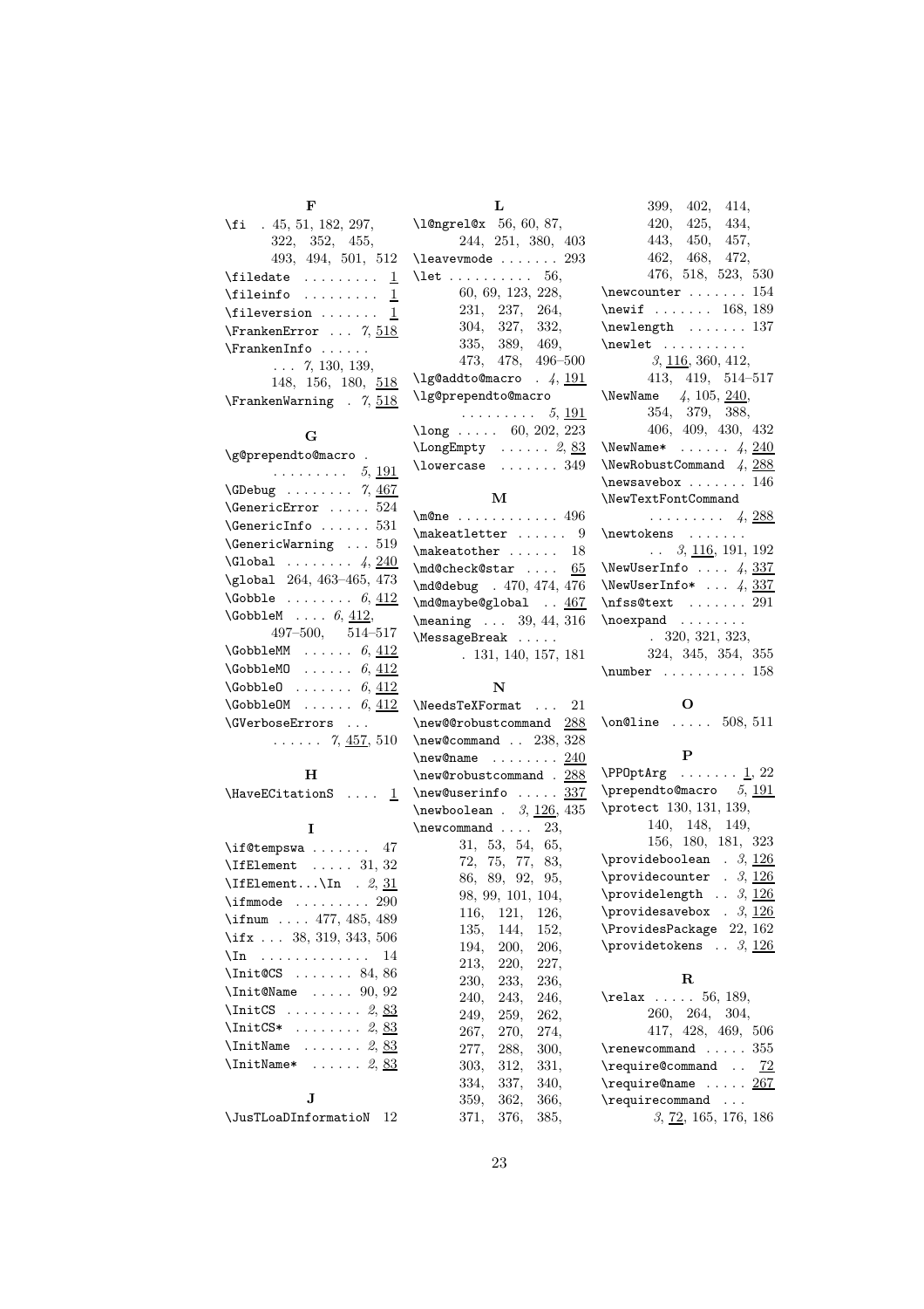**F**

\fi . 45, 51, 182, 297, 322, 352, 455, 493, 494, 501, 512
\filedate . . . . . . . . . 1
\fileinfo . . . . . . . . . 1
\fileversion . . . . . . . 1
\FrankenError . . . *7*, 518
\FrankenInfo . . . . . . . . . *7*, 130, 139, 148, 156, 180, 518
\FrankenWarning . *7*, 518

**G**

\g@prependto@macro . . . . . . . . . . *5*, 191
\GDebug . . . . . . . . *7*, 467
\GenericError . . . . . 524
\GenericInfo . . . . . . 531
\GenericWarning . . . 519
\Global . . . . . . . . *4*, 240
\global 264, 463–465, 473
\Gobble . . . . . . . . *6*, 412
\GobbleM . . . . *6*, 412, 497–500, 514–517
\GobbleMM . . . . . . *6*, 412
\GobbleMO . . . . . . *6*, 412
\GobbleO . . . . . . . *6*, 412
\GobbleOM . . . . . . *6*, 412
\GVerboseErrors . . . . . . . . . *7*, 457, 510

**H**

\HaveECitationS . . . . 1

**I**

\if@tempswa . . . . . . . 47
\IfElement . . . . . 31, 32
\IfElement...\In . *2*, 31
\ifmmode . . . . . . . . . 290
\ifnum . . . . 477, 485, 489
\ifx . . . 38, 319, 343, 506
\In . . . . . . . . . . . . . 14
\Init@CS . . . . . . . 84, 86
\Init@Name . . . . . 90, 92
\InitCS . . . . . . . . . *2*, 83
\InitCS* . . . . . . . . *2*, 83
\InitName . . . . . . . *2*, 83
\InitName* . . . . . . *2*, 83

**J**

\JusTLoaDInformatioN 12

**L**

\l@ngrel@x 56, 60, 87, 244, 251, 380, 403
\leavevmode . . . . . . . 293
\let . . . . . . . . . . 56, 60, 69, 123, 228, 231, 237, 264, 304, 327, 332, 335, 389, 469, 473, 478, 496–500
\lg@addto@macro . *4*, 191
\lg@prependto@macro . . . . . . . . . *5*, 191
\long . . . . . 60, 202, 223
\LongEmpty . . . . . . *2*, 83
\lowercase . . . . . . . 349

**M**

\m@ne . . . . . . . . . . . . 496
\makeatletter . . . . . . 9
\makeatother . . . . . . 18
\md@check@star . . . . 65
\md@debug . 470, 474, 476
\md@maybe@global . . 467
\meaning . . . 39, 44, 316
\MessageBreak . . . . . . 131, 140, 157, 181

**N**

\NeedsTeXFormat . . . 21
\new@@robustcommand 288
\new@command . . 238, 328
\new@name . . . . . . . . 240
\new@robustcommand . 288
\new@userinfo . . . . . 337
\newboolean . *3*, 126, 435
\newcommand . . . . 23, 31, 53, 54, 65, 72, 75, 77, 83, 86, 89, 92, 95, 98, 99, 101, 104, 116, 121, 126, 135, 144, 152, 194, 200, 206, 213, 220, 227, 230, 233, 236, 240, 243, 246, 249, 259, 262, 267, 270, 274, 277, 288, 300, 303, 312, 331, 334, 337, 340, 359, 362, 366, 371, 376, 385, 399, 402, 414, 420, 425, 434, 443, 450, 457, 462, 468, 472, 476, 518, 523, 530
\newcounter . . . . . . . 154
\newif . . . . . . . 168, 189
\newlength . . . . . . . 137
\newlet . . . . . . . . . . *3*, 116, 360, 412, 413, 419, 514–517
\NewName *4*, 105, 240, 354, 379, 388, 406, 409, 430, 432
\NewName* . . . . . . *4*, 240
\NewRobustCommand *4*, 288
\newsavebox . . . . . . . 146
\NewTextFontCommand . . . . . . . . . *4*, 288
\newtokens . . . . . . . . . *3*, 116, 191, 192
\NewUserInfo . . . . *4*, 337
\NewUserInfo* . . . *4*, 337
\nfss@text . . . . . . . 291
\noexpand . . . . . . . . . 320, 321, 323, 324, 345, 354, 355
\number . . . . . . . . . . 158

**O**

\on@line . . . . . 508, 511

**P**

\PPOptArg . . . . . . . 1, 22
\prependto@macro *5*, 191
\protect 130, 131, 139, 140, 148, 149, 156, 180, 181, 323
\provideboolean . *3*, 126
\providecounter . *3*, 126
\providelength . . *3*, 126
\providesavebox . *3*, 126
\ProvidesPackage 22, 162
\providetokens . . *3*, 126

**R**

\relax . . . . . 56, 189, 260, 264, 304, 417, 428, 469, 506
\renewcommand . . . . . 355
\require@command . . 72
\require@name . . . . . 267
\requirecommand . . . *3*, 72, 165, 176, 186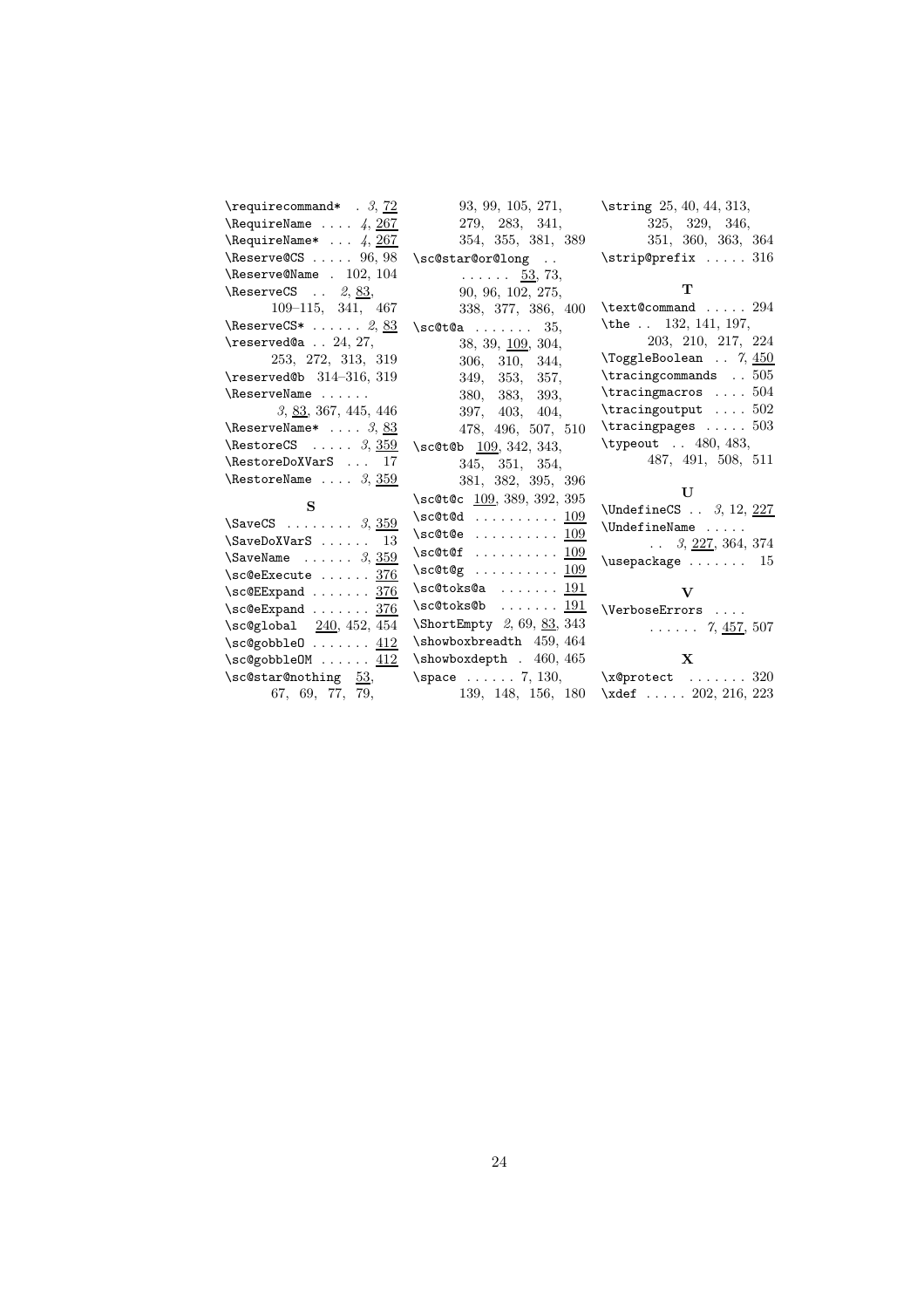\requirecommand* . *3*, 72
\RequireName .... *4*, 267
\RequireName* ... *4*, 267
\Reserve@CS ..... 96, 98
\Reserve@Name . 102, 104
\ReserveCS .. *2*, 83, 109–115, 341, 467
\ReserveCS* ...... *2*, 83
\reserved@a .. 24, 27, 253, 272, 313, 319
\reserved@b 314–316, 319
\ReserveName ...... *3*, 83, 367, 445, 446
\ReserveName* .... *3*, 83
\RestoreCS ..... *3*, 359
\RestoreDoXVarS ... 17
\RestoreName .... *3*, 359

**S**

\SaveCS ........ *3*, 359
\SaveDoXVarS ...... 13
\SaveName ...... *3*, 359
\sc@eExecute ...... 376
\sc@EExpand ....... 376
\sc@eExpand ....... 376
\sc@global 240, 452, 454
\sc@gobble0 ....... 412
\sc@gobbleOM ...... 412
\sc@star@nothing 53, 67, 69, 77, 79, 93, 99, 105, 271, 279, 283, 341, 354, 355, 381, 389
\sc@star@or@long .. ...... 53, 73, 90, 96, 102, 275, 338, 377, 386, 400
\sc@t@a ....... 35, 38, 39, 109, 304, 306, 310, 344, 349, 353, 357, 380, 383, 393, 397, 403, 404, 478, 496, 507, 510
\sc@t@b 109, 342, 343, 345, 351, 354, 381, 382, 395, 396
\sc@t@c 109, 389, 392, 395
\sc@t@d .......... 109
\sc@t@e .......... 109
\sc@t@f .......... 109
\sc@t@g .......... 109
\sc@toks@a ....... 191
\sc@toks@b ....... 191
\ShortEmpty *2*, 69, 83, 343
\showboxbreadth 459, 464
\showboxdepth . 460, 465
\space ...... 7, 130, 139, 148, 156, 180
\string 25, 40, 44, 313, 325, 329, 346, 351, 360, 363, 364
\strip@prefix ..... 316

**T**

\text@command ..... 294
\the .. 132, 141, 197, 203, 210, 217, 224
\ToggleBoolean .. *7*, 450
\tracingcommands .. 505
\tracingmacros .... 504
\tracingoutput .... 502
\tracingpages ..... 503
\typeout .. 480, 483, 487, 491, 508, 511

**U**

\UndefineCS .. *3*, 12, 227
\UndefineName ..... .. *3*, 227, 364, 374
\usepackage ....... 15

**V**

\VerboseErrors .... ...... *7*, 457, 507

**X**

\x@protect ....... 320
\xdef ..... 202, 216, 223